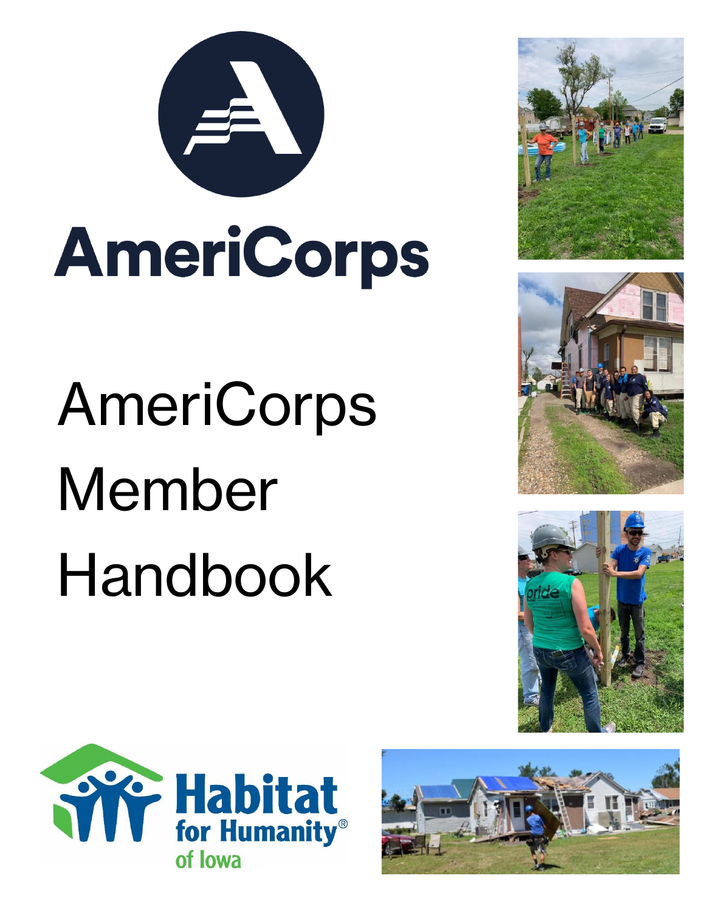AmeriCorps

# AmeriCorps Member Handbook

Habitat for Humanity® of Iowa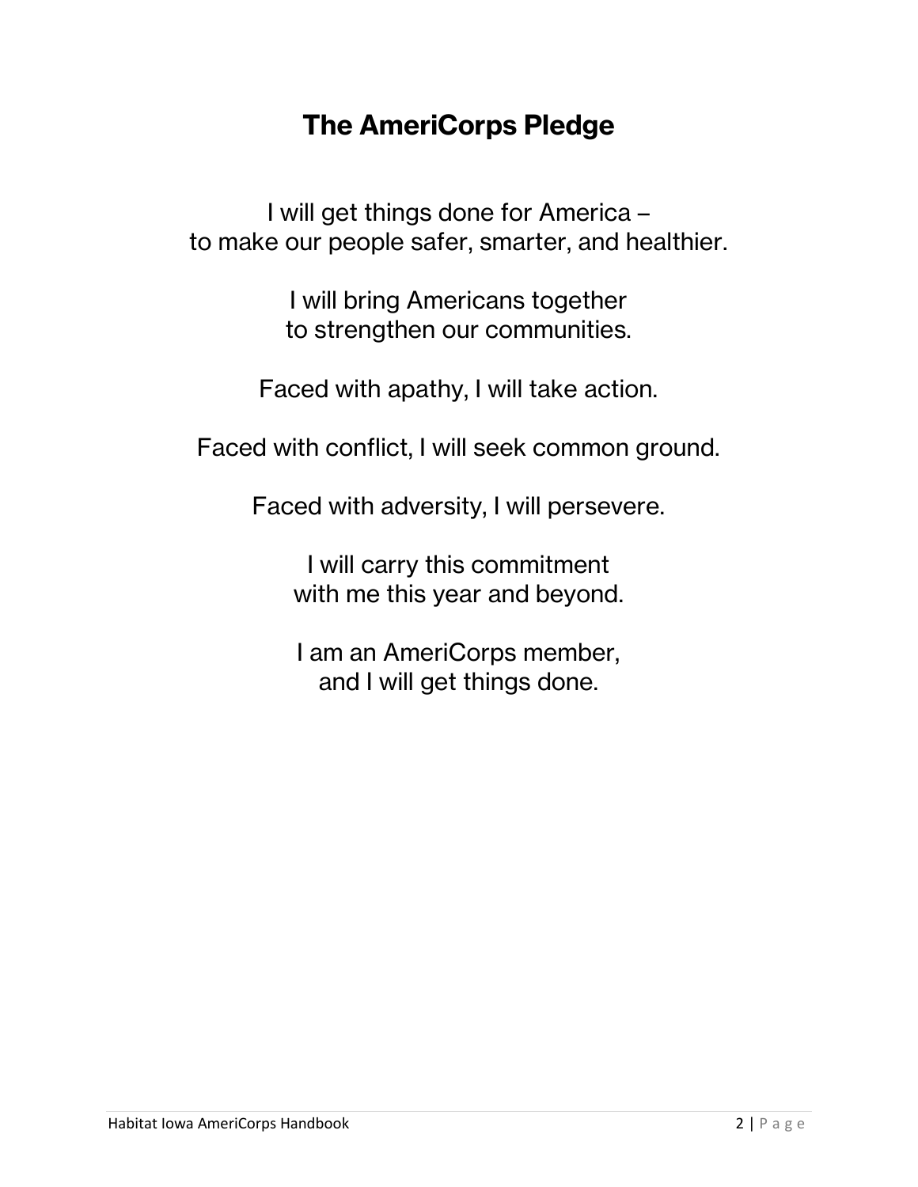# The AmeriCorps Pledge

I will get things done for America –
to make our people safer, smarter, and healthier.

I will bring Americans together
to strengthen our communities.

Faced with apathy, I will take action.

Faced with conflict, I will seek common ground.

Faced with adversity, I will persevere.

I will carry this commitment
with me this year and beyond.

I am an AmeriCorps member,
and I will get things done.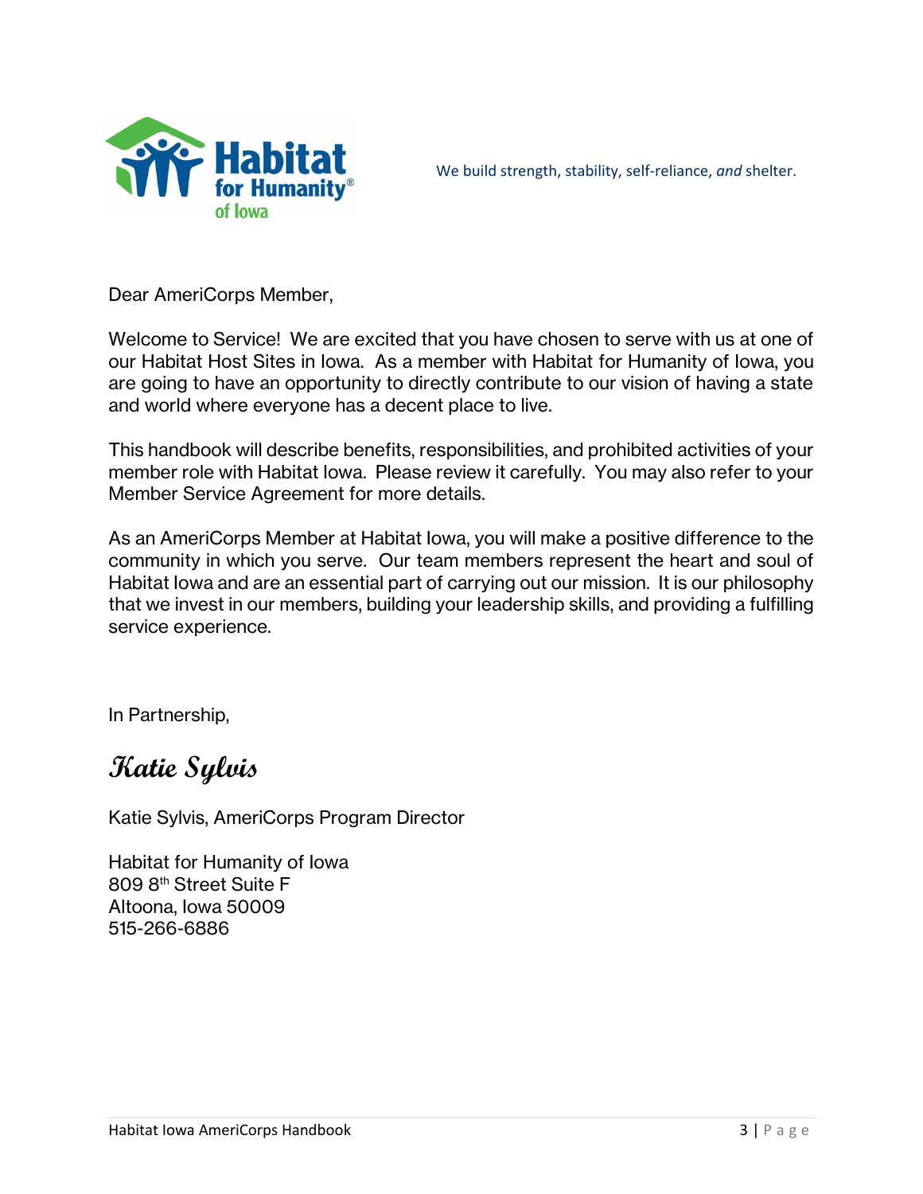We build strength, stability, self-reliance, *and* shelter.

Dear AmeriCorps Member,

Welcome to Service! We are excited that you have chosen to serve with us at one of our Habitat Host Sites in Iowa. As a member with Habitat for Humanity of Iowa, you are going to have an opportunity to directly contribute to our vision of having a state and world where everyone has a decent place to live.

This handbook will describe benefits, responsibilities, and prohibited activities of your member role with Habitat Iowa. Please review it carefully. You may also refer to your Member Service Agreement for more details.

As an AmeriCorps Member at Habitat Iowa, you will make a positive difference to the community in which you serve. Our team members represent the heart and soul of Habitat Iowa and are an essential part of carrying out our mission. It is our philosophy that we invest in our members, building your leadership skills, and providing a fulfilling service experience.

In Partnership,

*Katie Sylvis*

Katie Sylvis, AmeriCorps Program Director

Habitat for Humanity of Iowa
809 8th Street Suite F
Altoona, Iowa 50009
515-266-6886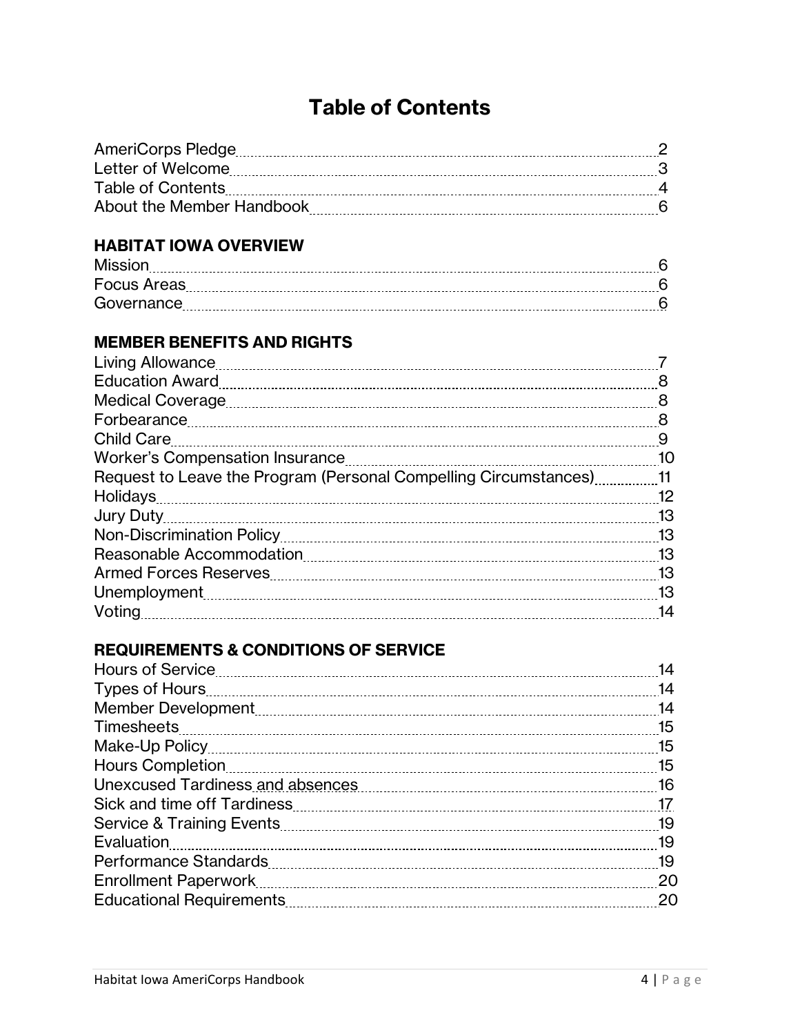# Table of Contents

AmeriCorps Pledge ........ 2
Letter of Welcome ........ 3
Table of Contents ........ 4
About the Member Handbook ........ 6

## HABITAT IOWA OVERVIEW

Mission ........ 6
Focus Areas ........ 6
Governance ........ 6

## MEMBER BENEFITS AND RIGHTS

Living Allowance ........ 7
Education Award ........ 8
Medical Coverage ........ 8
Forbearance ........ 8
Child Care ........ 9
Worker's Compensation Insurance ........ 10
Request to Leave the Program (Personal Compelling Circumstances) ........ 11
Holidays ........ 12
Jury Duty ........ 13
Non-Discrimination Policy ........ 13
Reasonable Accommodation ........ 13
Armed Forces Reserves ........ 13
Unemployment ........ 13
Voting ........ 14

## REQUIREMENTS & CONDITIONS OF SERVICE

Hours of Service ........ 14
Types of Hours ........ 14
Member Development ........ 14
Timesheets ........ 15
Make-Up Policy ........ 15
Hours Completion ........ 15
Unexcused Tardiness and absences ........ 16
Sick and time off Tardiness ........ 17
Service & Training Events ........ 19
Evaluation ........ 19
Performance Standards ........ 19
Enrollment Paperwork ........ 20
Educational Requirements ........ 20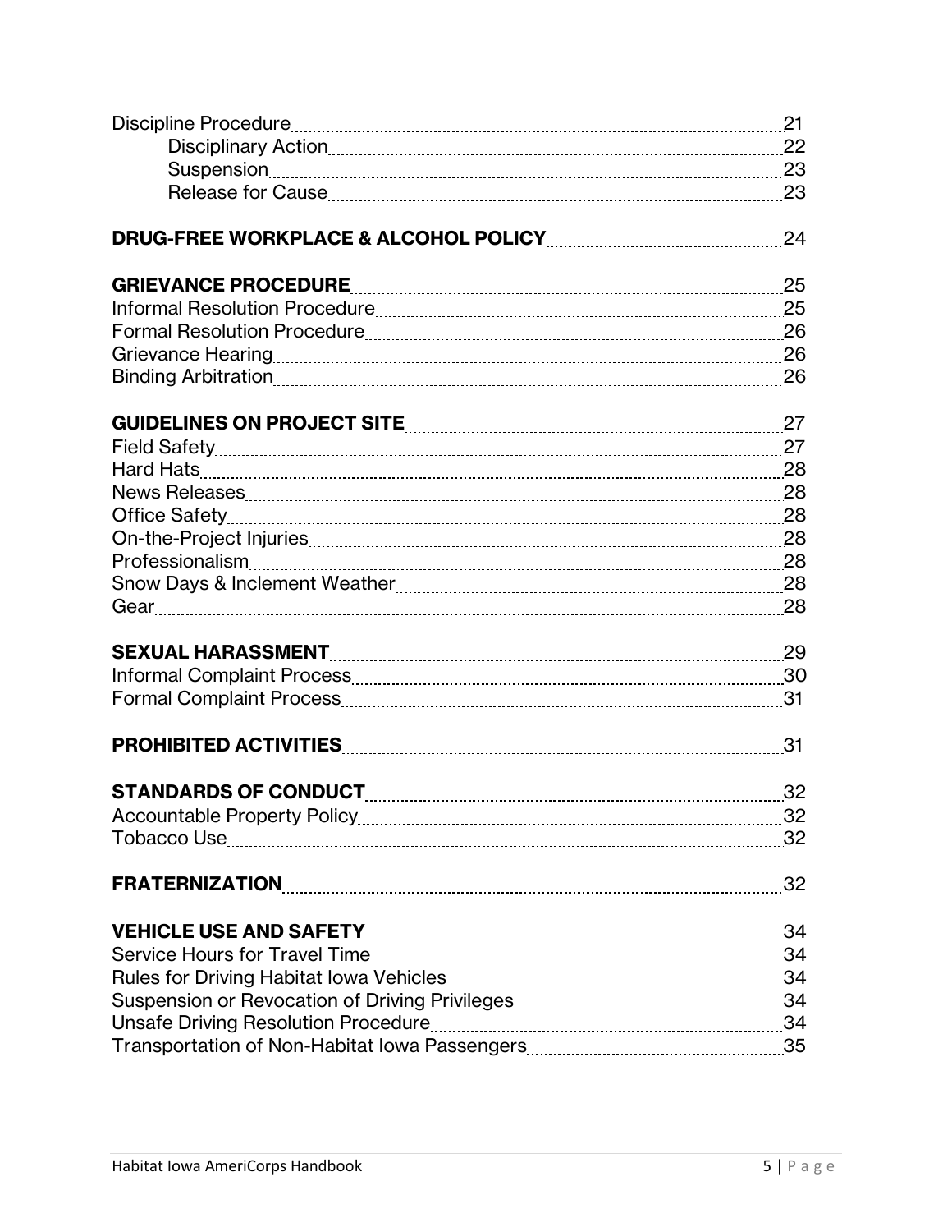Discipline Procedure 21
- Disciplinary Action 22
- Suspension 23
- Release for Cause 23

**DRUG-FREE WORKPLACE & ALCOHOL POLICY** 24

**GRIEVANCE PROCEDURE** 25
Informal Resolution Procedure 25
Formal Resolution Procedure 26
Grievance Hearing 26
Binding Arbitration 26

**GUIDELINES ON PROJECT SITE** 27
Field Safety 27
Hard Hats 28
News Releases 28
Office Safety 28
On-the-Project Injuries 28
Professionalism 28
Snow Days & Inclement Weather 28
Gear 28

**SEXUAL HARASSMENT** 29
Informal Complaint Process 30
Formal Complaint Process 31

**PROHIBITED ACTIVITIES** 31

**STANDARDS OF CONDUCT** 32
Accountable Property Policy 32
Tobacco Use 32

**FRATERNIZATION** 32

**VEHICLE USE AND SAFETY** 34
Service Hours for Travel Time 34
Rules for Driving Habitat Iowa Vehicles 34
Suspension or Revocation of Driving Privileges 34
Unsafe Driving Resolution Procedure 34
Transportation of Non-Habitat Iowa Passengers 35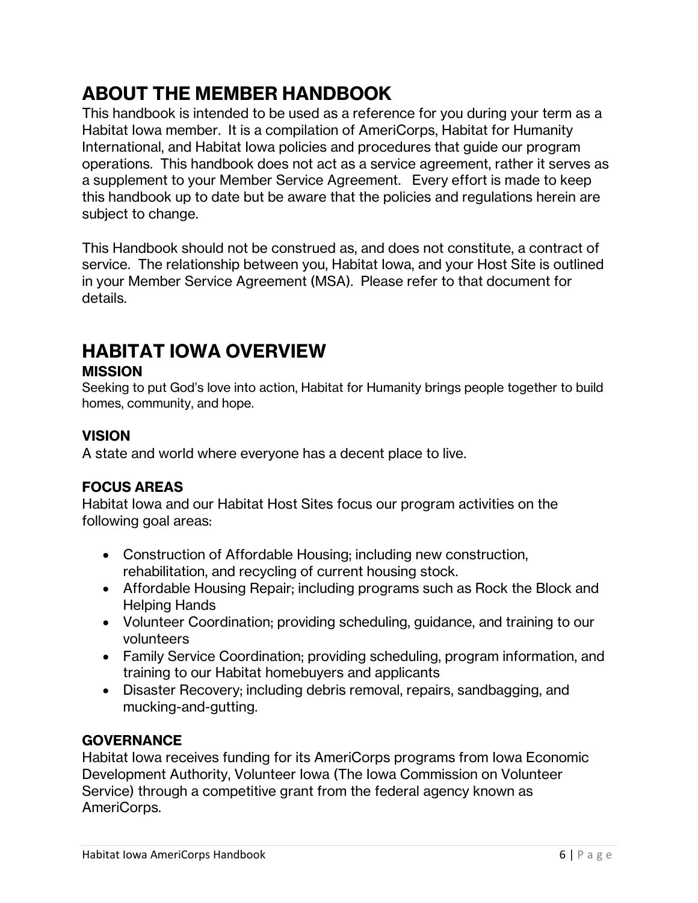# ABOUT THE MEMBER HANDBOOK

This handbook is intended to be used as a reference for you during your term as a Habitat Iowa member. It is a compilation of AmeriCorps, Habitat for Humanity International, and Habitat Iowa policies and procedures that guide our program operations. This handbook does not act as a service agreement, rather it serves as a supplement to your Member Service Agreement. Every effort is made to keep this handbook up to date but be aware that the policies and regulations herein are subject to change.

This Handbook should not be construed as, and does not constitute, a contract of service. The relationship between you, Habitat Iowa, and your Host Site is outlined in your Member Service Agreement (MSA). Please refer to that document for details.

# HABITAT IOWA OVERVIEW

### MISSION

Seeking to put God's love into action, Habitat for Humanity brings people together to build homes, community, and hope.

### VISION

A state and world where everyone has a decent place to live.

### FOCUS AREAS

Habitat Iowa and our Habitat Host Sites focus our program activities on the following goal areas:

- Construction of Affordable Housing; including new construction, rehabilitation, and recycling of current housing stock.
- Affordable Housing Repair; including programs such as Rock the Block and Helping Hands
- Volunteer Coordination; providing scheduling, guidance, and training to our volunteers
- Family Service Coordination; providing scheduling, program information, and training to our Habitat homebuyers and applicants
- Disaster Recovery; including debris removal, repairs, sandbagging, and mucking-and-gutting.

### GOVERNANCE

Habitat Iowa receives funding for its AmeriCorps programs from Iowa Economic Development Authority, Volunteer Iowa (The Iowa Commission on Volunteer Service) through a competitive grant from the federal agency known as AmeriCorps.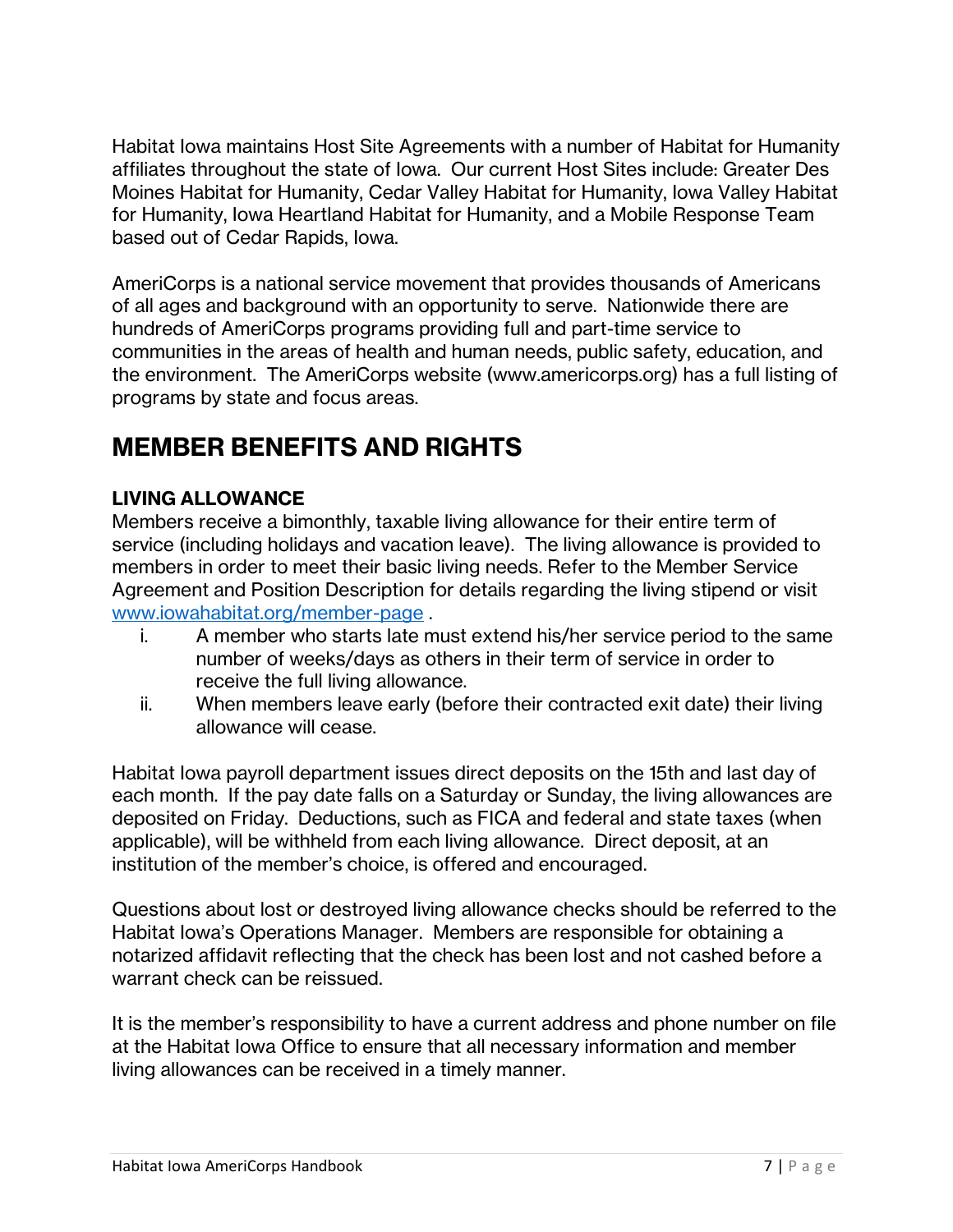Habitat Iowa maintains Host Site Agreements with a number of Habitat for Humanity affiliates throughout the state of Iowa. Our current Host Sites include: Greater Des Moines Habitat for Humanity, Cedar Valley Habitat for Humanity, Iowa Valley Habitat for Humanity, Iowa Heartland Habitat for Humanity, and a Mobile Response Team based out of Cedar Rapids, Iowa.

AmeriCorps is a national service movement that provides thousands of Americans of all ages and background with an opportunity to serve. Nationwide there are hundreds of AmeriCorps programs providing full and part-time service to communities in the areas of health and human needs, public safety, education, and the environment. The AmeriCorps website (www.americorps.org) has a full listing of programs by state and focus areas.

# MEMBER BENEFITS AND RIGHTS

### LIVING ALLOWANCE

Members receive a bimonthly, taxable living allowance for their entire term of service (including holidays and vacation leave). The living allowance is provided to members in order to meet their basic living needs. Refer to the Member Service Agreement and Position Description for details regarding the living stipend or visit [www.iowahabitat.org/member-page](http://www.iowahabitat.org/member-page) .

i. A member who starts late must extend his/her service period to the same number of weeks/days as others in their term of service in order to receive the full living allowance.
ii. When members leave early (before their contracted exit date) their living allowance will cease.

Habitat Iowa payroll department issues direct deposits on the 15th and last day of each month. If the pay date falls on a Saturday or Sunday, the living allowances are deposited on Friday. Deductions, such as FICA and federal and state taxes (when applicable), will be withheld from each living allowance. Direct deposit, at an institution of the member's choice, is offered and encouraged.

Questions about lost or destroyed living allowance checks should be referred to the Habitat Iowa's Operations Manager. Members are responsible for obtaining a notarized affidavit reflecting that the check has been lost and not cashed before a warrant check can be reissued.

It is the member's responsibility to have a current address and phone number on file at the Habitat Iowa Office to ensure that all necessary information and member living allowances can be received in a timely manner.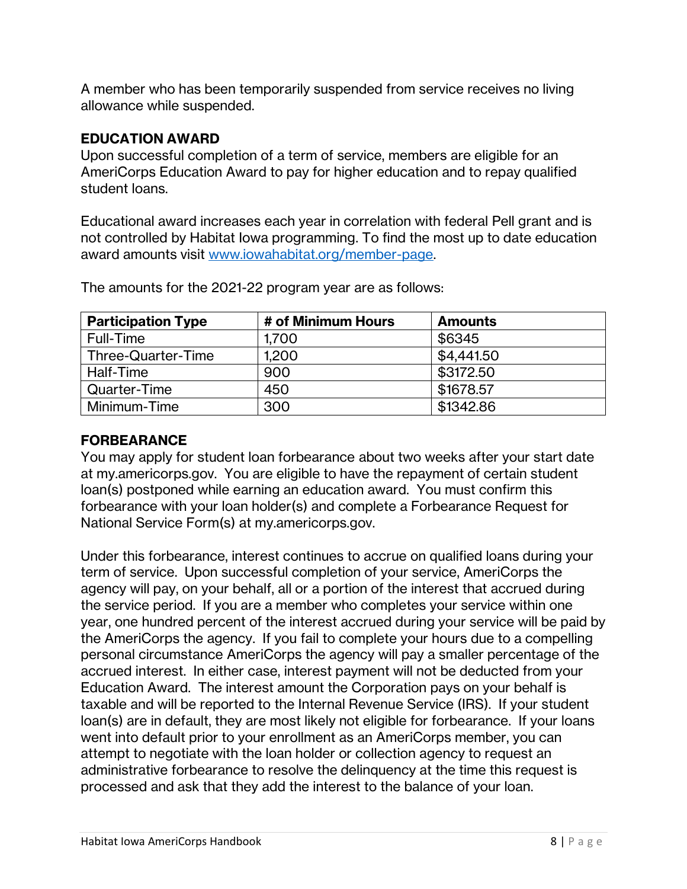A member who has been temporarily suspended from service receives no living allowance while suspended.

## EDUCATION AWARD

Upon successful completion of a term of service, members are eligible for an AmeriCorps Education Award to pay for higher education and to repay qualified student loans.

Educational award increases each year in correlation with federal Pell grant and is not controlled by Habitat Iowa programming. To find the most up to date education award amounts visit [www.iowahabitat.org/member-page](www.iowahabitat.org/member-page).

The amounts for the 2021-22 program year are as follows:

| Participation Type | # of Minimum Hours | Amounts |
| --- | --- | --- |
| Full-Time | 1,700 | $6345 |
| Three-Quarter-Time | 1,200 | $4,441.50 |
| Half-Time | 900 | $3172.50 |
| Quarter-Time | 450 | $1678.57 |
| Minimum-Time | 300 | $1342.86 |

## FORBEARANCE

You may apply for student loan forbearance about two weeks after your start date at my.americorps.gov. You are eligible to have the repayment of certain student loan(s) postponed while earning an education award. You must confirm this forbearance with your loan holder(s) and complete a Forbearance Request for National Service Form(s) at my.americorps.gov.

Under this forbearance, interest continues to accrue on qualified loans during your term of service. Upon successful completion of your service, AmeriCorps the agency will pay, on your behalf, all or a portion of the interest that accrued during the service period. If you are a member who completes your service within one year, one hundred percent of the interest accrued during your service will be paid by the AmeriCorps the agency. If you fail to complete your hours due to a compelling personal circumstance AmeriCorps the agency will pay a smaller percentage of the accrued interest. In either case, interest payment will not be deducted from your Education Award. The interest amount the Corporation pays on your behalf is taxable and will be reported to the Internal Revenue Service (IRS). If your student loan(s) are in default, they are most likely not eligible for forbearance. If your loans went into default prior to your enrollment as an AmeriCorps member, you can attempt to negotiate with the loan holder or collection agency to request an administrative forbearance to resolve the delinquency at the time this request is processed and ask that they add the interest to the balance of your loan.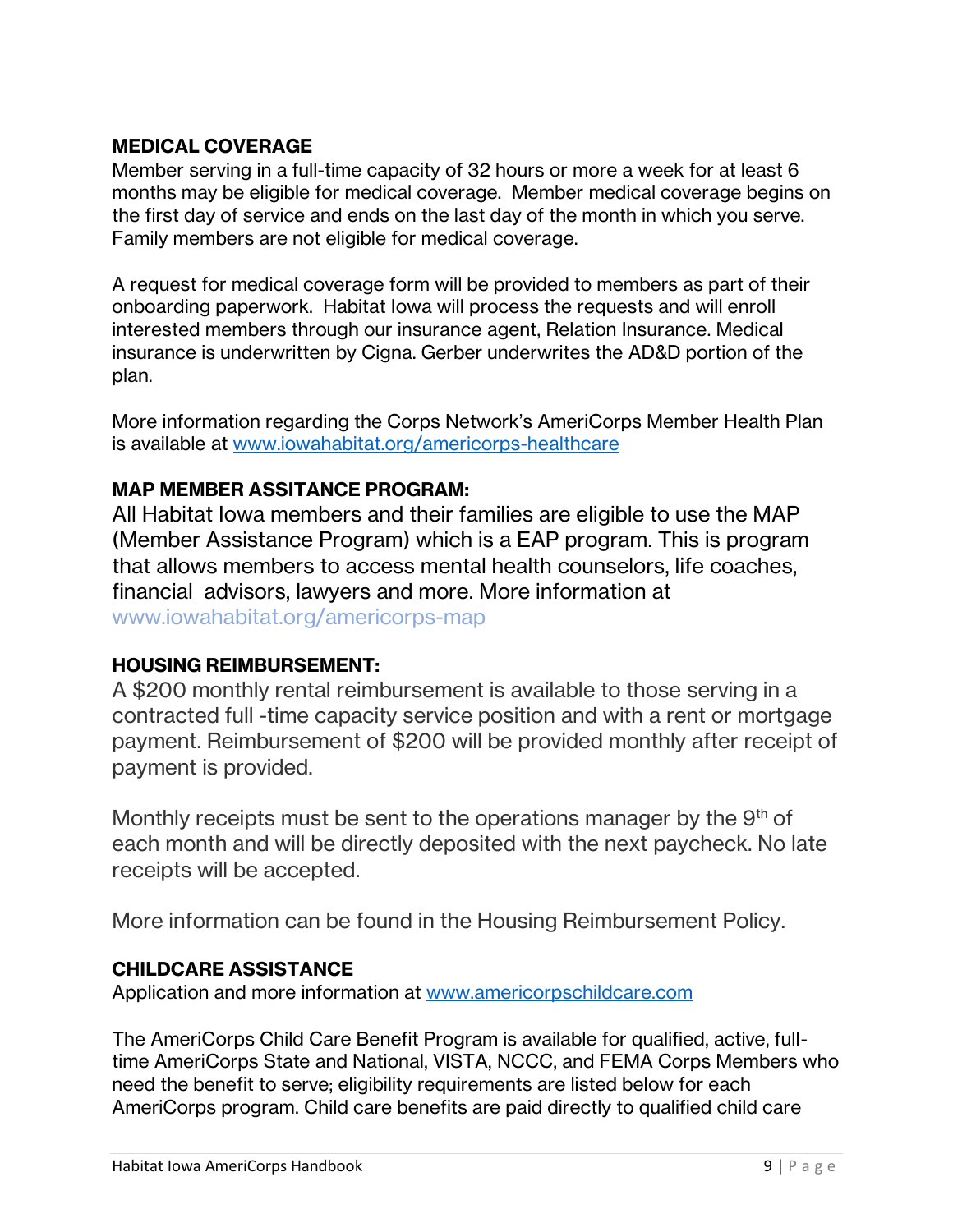### MEDICAL COVERAGE

Member serving in a full-time capacity of 32 hours or more a week for at least 6 months may be eligible for medical coverage. Member medical coverage begins on the first day of service and ends on the last day of the month in which you serve. Family members are not eligible for medical coverage.

A request for medical coverage form will be provided to members as part of their onboarding paperwork. Habitat Iowa will process the requests and will enroll interested members through our insurance agent, Relation Insurance. Medical insurance is underwritten by Cigna. Gerber underwrites the AD&D portion of the plan.

More information regarding the Corps Network's AmeriCorps Member Health Plan is available at [www.iowahabitat.org/americorps-healthcare](http://www.iowahabitat.org/americorps-healthcare)

### MAP MEMBER ASSITANCE PROGRAM:

All Habitat Iowa members and their families are eligible to use the MAP (Member Assistance Program) which is a EAP program. This is program that allows members to access mental health counselors, life coaches, financial advisors, lawyers and more. More information at www.iowahabitat.org/americorps-map

### HOUSING REIMBURSEMENT:

A $200 monthly rental reimbursement is available to those serving in a contracted full -time capacity service position and with a rent or mortgage payment. Reimbursement of $200 will be provided monthly after receipt of payment is provided.

Monthly receipts must be sent to the operations manager by the 9th of each month and will be directly deposited with the next paycheck. No late receipts will be accepted.

More information can be found in the Housing Reimbursement Policy.

### CHILDCARE ASSISTANCE

Application and more information at [www.americorpschildcare.com](http://www.americorpschildcare.com)

The AmeriCorps Child Care Benefit Program is available for qualified, active, full-time AmeriCorps State and National, VISTA, NCCC, and FEMA Corps Members who need the benefit to serve; eligibility requirements are listed below for each AmeriCorps program. Child care benefits are paid directly to qualified child care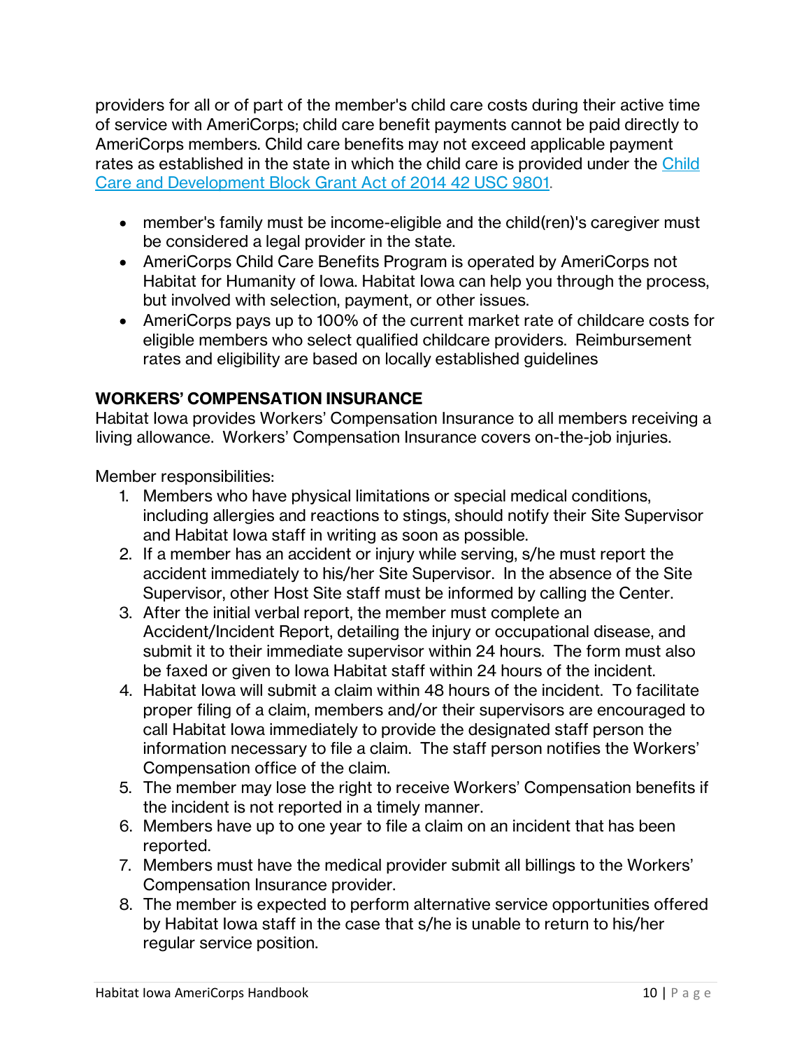providers for all or of part of the member's child care costs during their active time of service with AmeriCorps; child care benefit payments cannot be paid directly to AmeriCorps members. Child care benefits may not exceed applicable payment rates as established in the state in which the child care is provided under the [Child Care and Development Block Grant Act of 2014 42 USC 9801](Child Care and Development Block Grant Act of 2014 42 USC 9801).

- member's family must be income-eligible and the child(ren)'s caregiver must be considered a legal provider in the state.
- AmeriCorps Child Care Benefits Program is operated by AmeriCorps not Habitat for Humanity of Iowa. Habitat Iowa can help you through the process, but involved with selection, payment, or other issues.
- AmeriCorps pays up to 100% of the current market rate of childcare costs for eligible members who select qualified childcare providers. Reimbursement rates and eligibility are based on locally established guidelines

**WORKERS' COMPENSATION INSURANCE**

Habitat Iowa provides Workers' Compensation Insurance to all members receiving a living allowance. Workers' Compensation Insurance covers on-the-job injuries.

Member responsibilities:

1. Members who have physical limitations or special medical conditions, including allergies and reactions to stings, should notify their Site Supervisor and Habitat Iowa staff in writing as soon as possible.
2. If a member has an accident or injury while serving, s/he must report the accident immediately to his/her Site Supervisor. In the absence of the Site Supervisor, other Host Site staff must be informed by calling the Center.
3. After the initial verbal report, the member must complete an Accident/Incident Report, detailing the injury or occupational disease, and submit it to their immediate supervisor within 24 hours. The form must also be faxed or given to Iowa Habitat staff within 24 hours of the incident.
4. Habitat Iowa will submit a claim within 48 hours of the incident. To facilitate proper filing of a claim, members and/or their supervisors are encouraged to call Habitat Iowa immediately to provide the designated staff person the information necessary to file a claim. The staff person notifies the Workers' Compensation office of the claim.
5. The member may lose the right to receive Workers' Compensation benefits if the incident is not reported in a timely manner.
6. Members have up to one year to file a claim on an incident that has been reported.
7. Members must have the medical provider submit all billings to the Workers' Compensation Insurance provider.
8. The member is expected to perform alternative service opportunities offered by Habitat Iowa staff in the case that s/he is unable to return to his/her regular service position.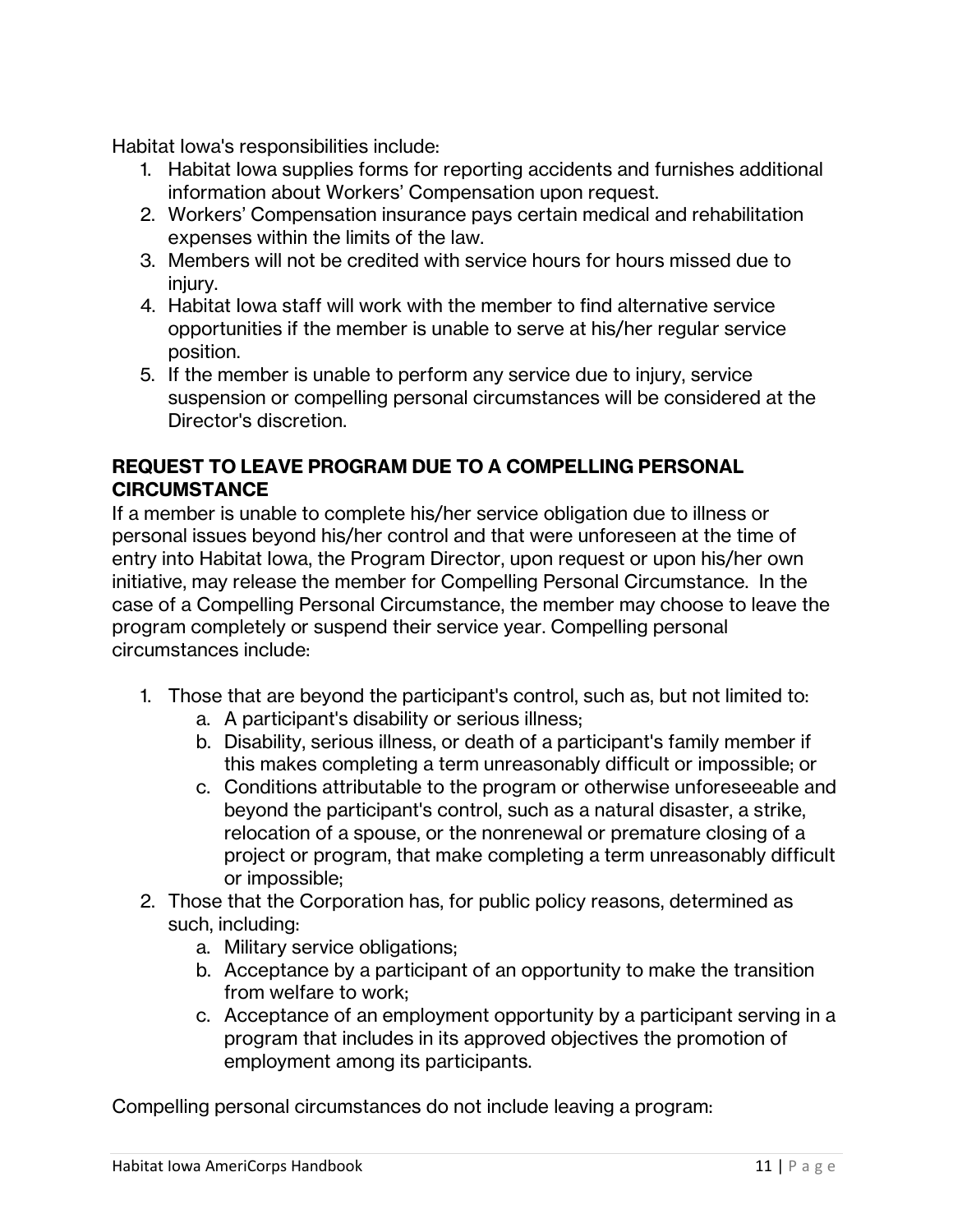Habitat Iowa's responsibilities include:

1. Habitat Iowa supplies forms for reporting accidents and furnishes additional information about Workers' Compensation upon request.
2. Workers' Compensation insurance pays certain medical and rehabilitation expenses within the limits of the law.
3. Members will not be credited with service hours for hours missed due to injury.
4. Habitat Iowa staff will work with the member to find alternative service opportunities if the member is unable to serve at his/her regular service position.
5. If the member is unable to perform any service due to injury, service suspension or compelling personal circumstances will be considered at the Director's discretion.

## REQUEST TO LEAVE PROGRAM DUE TO A COMPELLING PERSONAL CIRCUMSTANCE

If a member is unable to complete his/her service obligation due to illness or personal issues beyond his/her control and that were unforeseen at the time of entry into Habitat Iowa, the Program Director, upon request or upon his/her own initiative, may release the member for Compelling Personal Circumstance. In the case of a Compelling Personal Circumstance, the member may choose to leave the program completely or suspend their service year. Compelling personal circumstances include:

1. Those that are beyond the participant's control, such as, but not limited to:
    a. A participant's disability or serious illness;
    b. Disability, serious illness, or death of a participant's family member if this makes completing a term unreasonably difficult or impossible; or
    c. Conditions attributable to the program or otherwise unforeseeable and beyond the participant's control, such as a natural disaster, a strike, relocation of a spouse, or the nonrenewal or premature closing of a project or program, that make completing a term unreasonably difficult or impossible;
2. Those that the Corporation has, for public policy reasons, determined as such, including:
    a. Military service obligations;
    b. Acceptance by a participant of an opportunity to make the transition from welfare to work;
    c. Acceptance of an employment opportunity by a participant serving in a program that includes in its approved objectives the promotion of employment among its participants.

Compelling personal circumstances do not include leaving a program: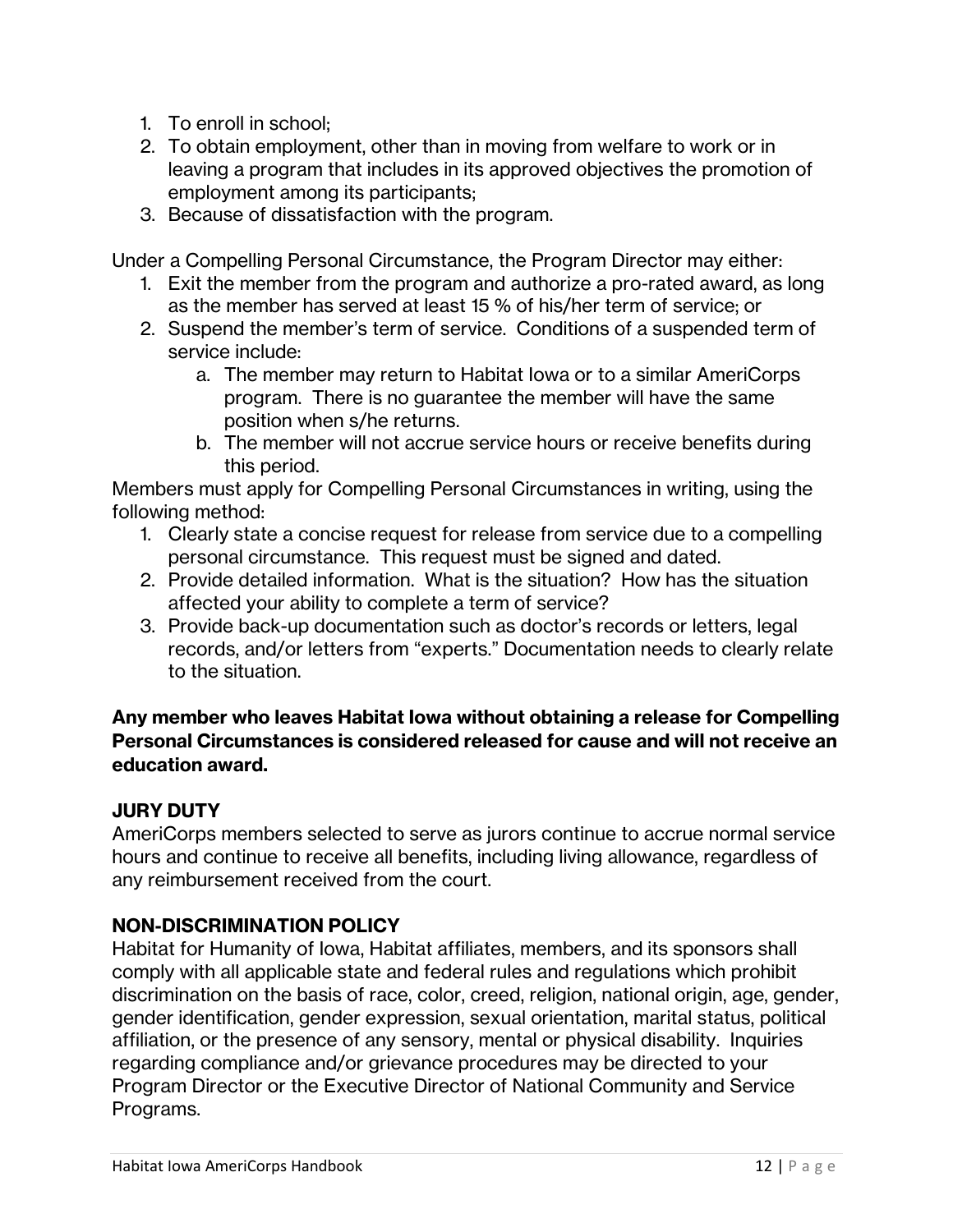1. To enroll in school;
2. To obtain employment, other than in moving from welfare to work or in leaving a program that includes in its approved objectives the promotion of employment among its participants;
3. Because of dissatisfaction with the program.

Under a Compelling Personal Circumstance, the Program Director may either:

1. Exit the member from the program and authorize a pro-rated award, as long as the member has served at least 15 % of his/her term of service; or
2. Suspend the member's term of service. Conditions of a suspended term of service include:
   a. The member may return to Habitat Iowa or to a similar AmeriCorps program. There is no guarantee the member will have the same position when s/he returns.
   b. The member will not accrue service hours or receive benefits during this period.

Members must apply for Compelling Personal Circumstances in writing, using the following method:

1. Clearly state a concise request for release from service due to a compelling personal circumstance. This request must be signed and dated.
2. Provide detailed information. What is the situation? How has the situation affected your ability to complete a term of service?
3. Provide back-up documentation such as doctor's records or letters, legal records, and/or letters from "experts." Documentation needs to clearly relate to the situation.

**Any member who leaves Habitat Iowa without obtaining a release for Compelling Personal Circumstances is considered released for cause and will not receive an education award.**

## JURY DUTY

AmeriCorps members selected to serve as jurors continue to accrue normal service hours and continue to receive all benefits, including living allowance, regardless of any reimbursement received from the court.

## NON-DISCRIMINATION POLICY

Habitat for Humanity of Iowa, Habitat affiliates, members, and its sponsors shall comply with all applicable state and federal rules and regulations which prohibit discrimination on the basis of race, color, creed, religion, national origin, age, gender, gender identification, gender expression, sexual orientation, marital status, political affiliation, or the presence of any sensory, mental or physical disability. Inquiries regarding compliance and/or grievance procedures may be directed to your Program Director or the Executive Director of National Community and Service Programs.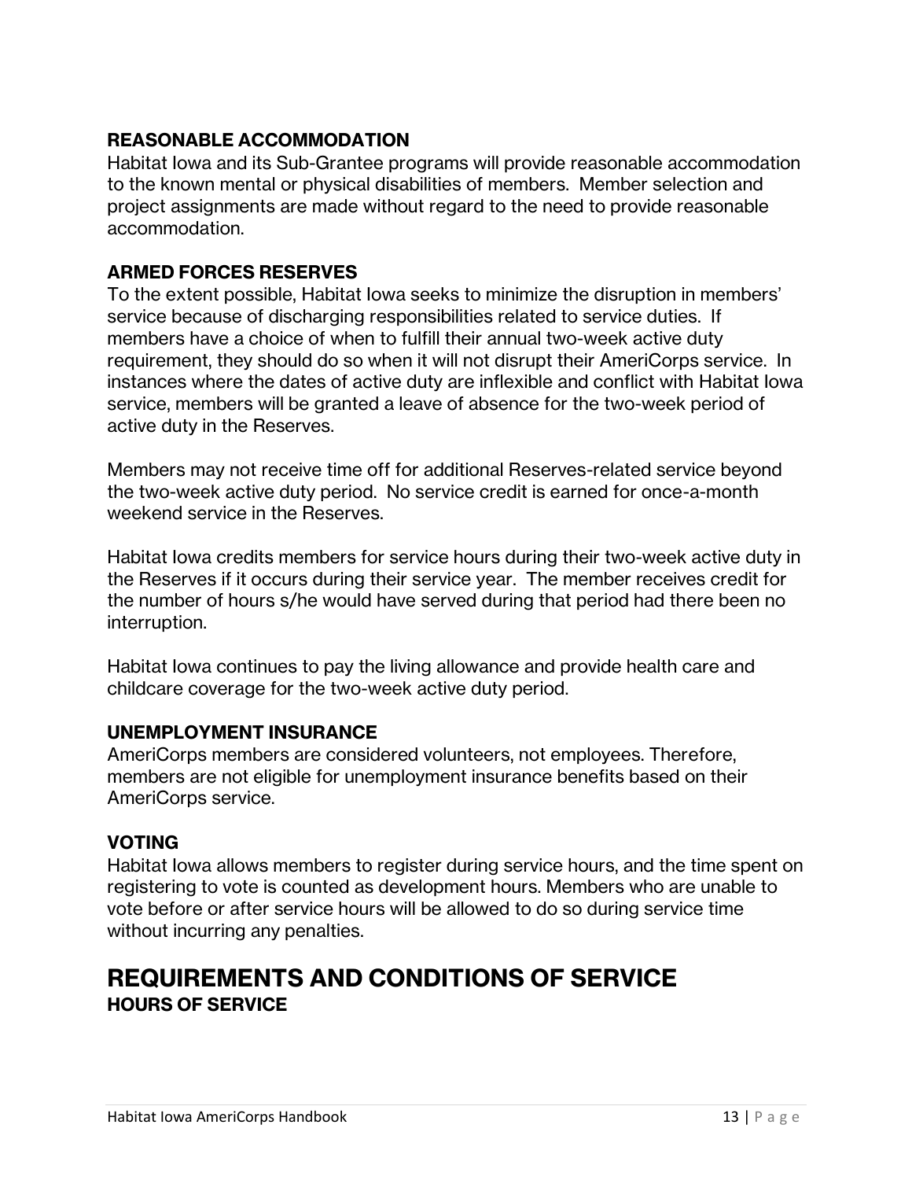### REASONABLE ACCOMMODATION

Habitat Iowa and its Sub-Grantee programs will provide reasonable accommodation to the known mental or physical disabilities of members. Member selection and project assignments are made without regard to the need to provide reasonable accommodation.

### ARMED FORCES RESERVES

To the extent possible, Habitat Iowa seeks to minimize the disruption in members' service because of discharging responsibilities related to service duties. If members have a choice of when to fulfill their annual two-week active duty requirement, they should do so when it will not disrupt their AmeriCorps service. In instances where the dates of active duty are inflexible and conflict with Habitat Iowa service, members will be granted a leave of absence for the two-week period of active duty in the Reserves.

Members may not receive time off for additional Reserves-related service beyond the two-week active duty period. No service credit is earned for once-a-month weekend service in the Reserves.

Habitat Iowa credits members for service hours during their two-week active duty in the Reserves if it occurs during their service year. The member receives credit for the number of hours s/he would have served during that period had there been no interruption.

Habitat Iowa continues to pay the living allowance and provide health care and childcare coverage for the two-week active duty period.

### UNEMPLOYMENT INSURANCE

AmeriCorps members are considered volunteers, not employees. Therefore, members are not eligible for unemployment insurance benefits based on their AmeriCorps service.

### VOTING

Habitat Iowa allows members to register during service hours, and the time spent on registering to vote is counted as development hours. Members who are unable to vote before or after service hours will be allowed to do so during service time without incurring any penalties.

## REQUIREMENTS AND CONDITIONS OF SERVICE

### HOURS OF SERVICE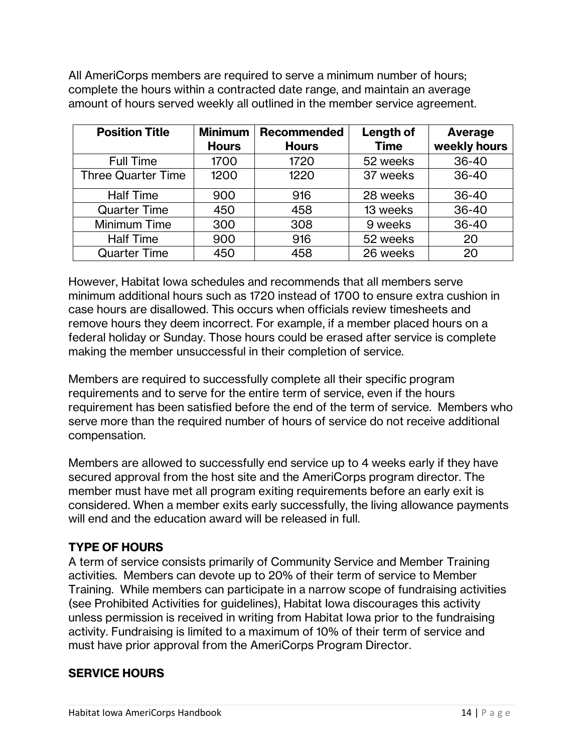All AmeriCorps members are required to serve a minimum number of hours; complete the hours within a contracted date range, and maintain an average amount of hours served weekly all outlined in the member service agreement.

| Position Title | Minimum Hours | Recommended Hours | Length of Time | Average weekly hours |
|---|---|---|---|---|
| Full Time | 1700 | 1720 | 52 weeks | 36-40 |
| Three Quarter Time | 1200 | 1220 | 37 weeks | 36-40 |
| Half Time | 900 | 916 | 28 weeks | 36-40 |
| Quarter Time | 450 | 458 | 13 weeks | 36-40 |
| Minimum Time | 300 | 308 | 9 weeks | 36-40 |
| Half Time | 900 | 916 | 52 weeks | 20 |
| Quarter Time | 450 | 458 | 26 weeks | 20 |

However, Habitat Iowa schedules and recommends that all members serve minimum additional hours such as 1720 instead of 1700 to ensure extra cushion in case hours are disallowed. This occurs when officials review timesheets and remove hours they deem incorrect. For example, if a member placed hours on a federal holiday or Sunday. Those hours could be erased after service is complete making the member unsuccessful in their completion of service.

Members are required to successfully complete all their specific program requirements and to serve for the entire term of service, even if the hours requirement has been satisfied before the end of the term of service. Members who serve more than the required number of hours of service do not receive additional compensation.

Members are allowed to successfully end service up to 4 weeks early if they have secured approval from the host site and the AmeriCorps program director. The member must have met all program exiting requirements before an early exit is considered. When a member exits early successfully, the living allowance payments will end and the education award will be released in full.

## TYPE OF HOURS

A term of service consists primarily of Community Service and Member Training activities. Members can devote up to 20% of their term of service to Member Training. While members can participate in a narrow scope of fundraising activities (see Prohibited Activities for guidelines), Habitat Iowa discourages this activity unless permission is received in writing from Habitat Iowa prior to the fundraising activity. Fundraising is limited to a maximum of 10% of their term of service and must have prior approval from the AmeriCorps Program Director.

## SERVICE HOURS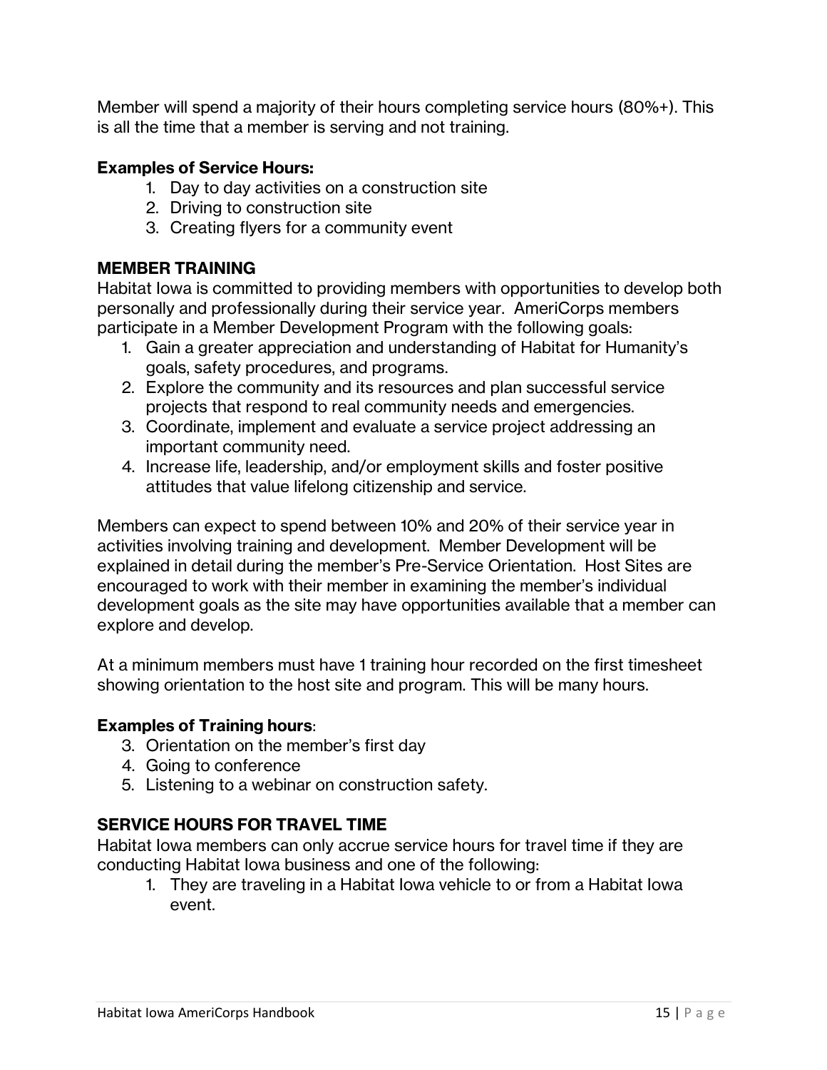Member will spend a majority of their hours completing service hours (80%+). This is all the time that a member is serving and not training.

**Examples of Service Hours:**

1. Day to day activities on a construction site
2. Driving to construction site
3. Creating flyers for a community event

## MEMBER TRAINING

Habitat Iowa is committed to providing members with opportunities to develop both personally and professionally during their service year. AmeriCorps members participate in a Member Development Program with the following goals:

1. Gain a greater appreciation and understanding of Habitat for Humanity's goals, safety procedures, and programs.
2. Explore the community and its resources and plan successful service projects that respond to real community needs and emergencies.
3. Coordinate, implement and evaluate a service project addressing an important community need.
4. Increase life, leadership, and/or employment skills and foster positive attitudes that value lifelong citizenship and service.

Members can expect to spend between 10% and 20% of their service year in activities involving training and development. Member Development will be explained in detail during the member's Pre-Service Orientation. Host Sites are encouraged to work with their member in examining the member's individual development goals as the site may have opportunities available that a member can explore and develop.

At a minimum members must have 1 training hour recorded on the first timesheet showing orientation to the host site and program. This will be many hours.

**Examples of Training hours**:

3. Orientation on the member's first day
4. Going to conference
5. Listening to a webinar on construction safety.

## SERVICE HOURS FOR TRAVEL TIME

Habitat Iowa members can only accrue service hours for travel time if they are conducting Habitat Iowa business and one of the following:

1. They are traveling in a Habitat Iowa vehicle to or from a Habitat Iowa event.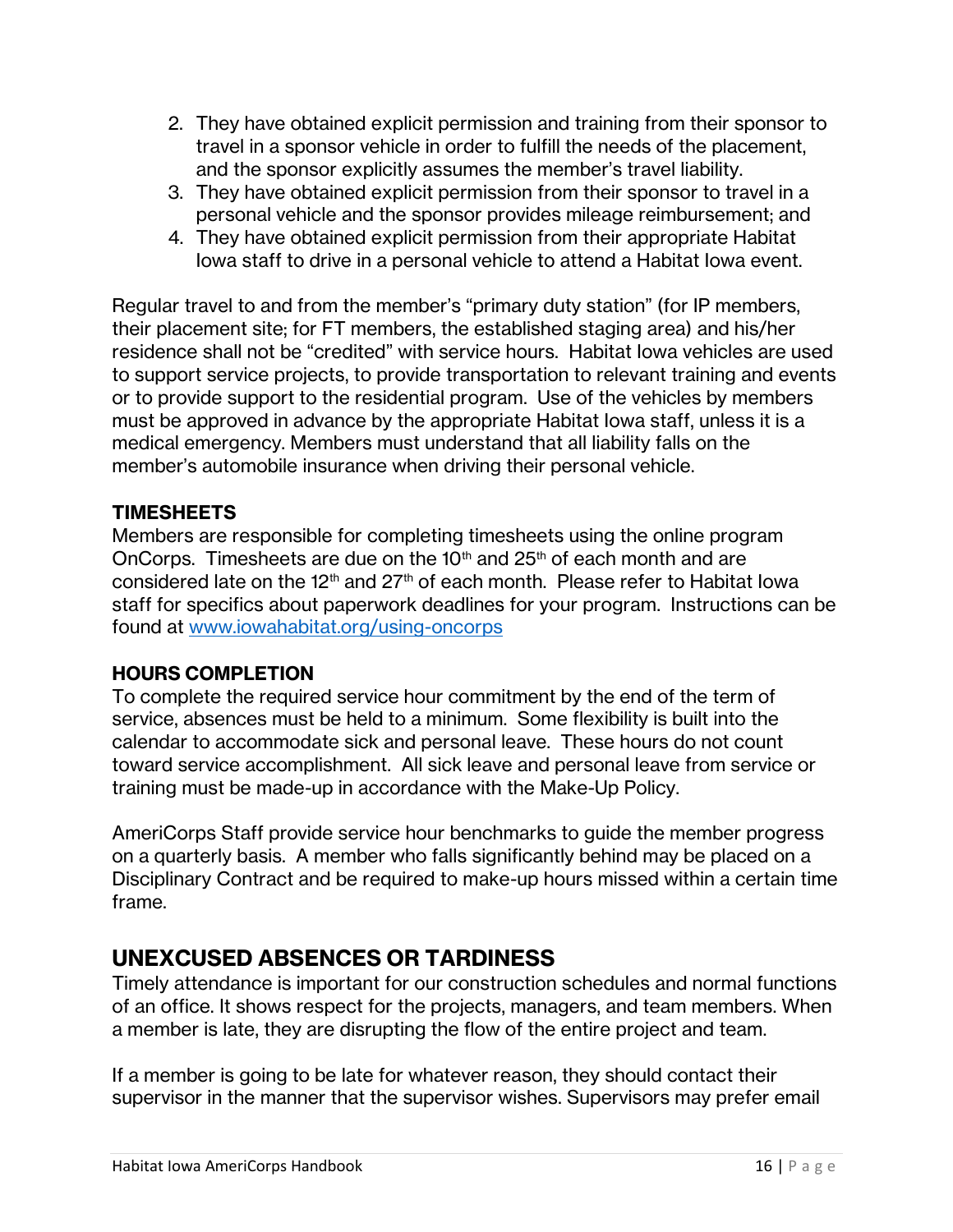2. They have obtained explicit permission and training from their sponsor to travel in a sponsor vehicle in order to fulfill the needs of the placement, and the sponsor explicitly assumes the member's travel liability.
3. They have obtained explicit permission from their sponsor to travel in a personal vehicle and the sponsor provides mileage reimbursement; and
4. They have obtained explicit permission from their appropriate Habitat Iowa staff to drive in a personal vehicle to attend a Habitat Iowa event.

Regular travel to and from the member's "primary duty station" (for IP members, their placement site; for FT members, the established staging area) and his/her residence shall not be "credited" with service hours. Habitat Iowa vehicles are used to support service projects, to provide transportation to relevant training and events or to provide support to the residential program. Use of the vehicles by members must be approved in advance by the appropriate Habitat Iowa staff, unless it is a medical emergency. Members must understand that all liability falls on the member's automobile insurance when driving their personal vehicle.

### TIMESHEETS

Members are responsible for completing timesheets using the online program OnCorps. Timesheets are due on the 10th and 25th of each month and are considered late on the 12th and 27th of each month. Please refer to Habitat Iowa staff for specifics about paperwork deadlines for your program. Instructions can be found at [www.iowahabitat.org/using-oncorps](www.iowahabitat.org/using-oncorps)

### HOURS COMPLETION

To complete the required service hour commitment by the end of the term of service, absences must be held to a minimum. Some flexibility is built into the calendar to accommodate sick and personal leave. These hours do not count toward service accomplishment. All sick leave and personal leave from service or training must be made-up in accordance with the Make-Up Policy.

AmeriCorps Staff provide service hour benchmarks to guide the member progress on a quarterly basis. A member who falls significantly behind may be placed on a Disciplinary Contract and be required to make-up hours missed within a certain time frame.

## UNEXCUSED ABSENCES OR TARDINESS

Timely attendance is important for our construction schedules and normal functions of an office. It shows respect for the projects, managers, and team members. When a member is late, they are disrupting the flow of the entire project and team.

If a member is going to be late for whatever reason, they should contact their supervisor in the manner that the supervisor wishes. Supervisors may prefer email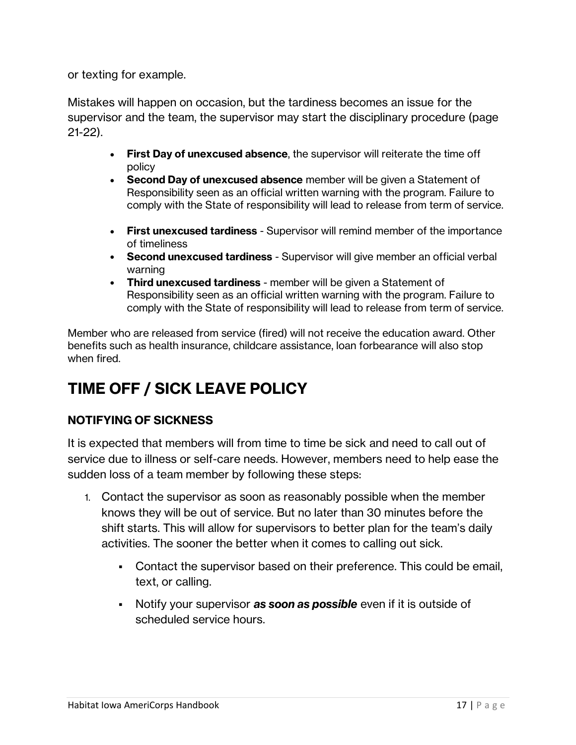or texting for example.

Mistakes will happen on occasion, but the tardiness becomes an issue for the supervisor and the team, the supervisor may start the disciplinary procedure (page 21-22).

- **First Day of unexcused absence**, the supervisor will reiterate the time off policy
- **Second Day of unexcused absence** member will be given a Statement of Responsibility seen as an official written warning with the program. Failure to comply with the State of responsibility will lead to release from term of service.

- **First unexcused tardiness** - Supervisor will remind member of the importance of timeliness
- **Second unexcused tardiness** - Supervisor will give member an official verbal warning
- **Third unexcused tardiness** - member will be given a Statement of Responsibility seen as an official written warning with the program. Failure to comply with the State of responsibility will lead to release from term of service.

Member who are released from service (fired) will not receive the education award. Other benefits such as health insurance, childcare assistance, loan forbearance will also stop when fired.

# TIME OFF / SICK LEAVE POLICY

### NOTIFYING OF SICKNESS

It is expected that members will from time to time be sick and need to call out of service due to illness or self-care needs. However, members need to help ease the sudden loss of a team member by following these steps:

1. Contact the supervisor as soon as reasonably possible when the member knows they will be out of service. But no later than 30 minutes before the shift starts. This will allow for supervisors to better plan for the team's daily activities. The sooner the better when it comes to calling out sick.
   - Contact the supervisor based on their preference. This could be email, text, or calling.
   - Notify your supervisor ***as soon as possible*** even if it is outside of scheduled service hours.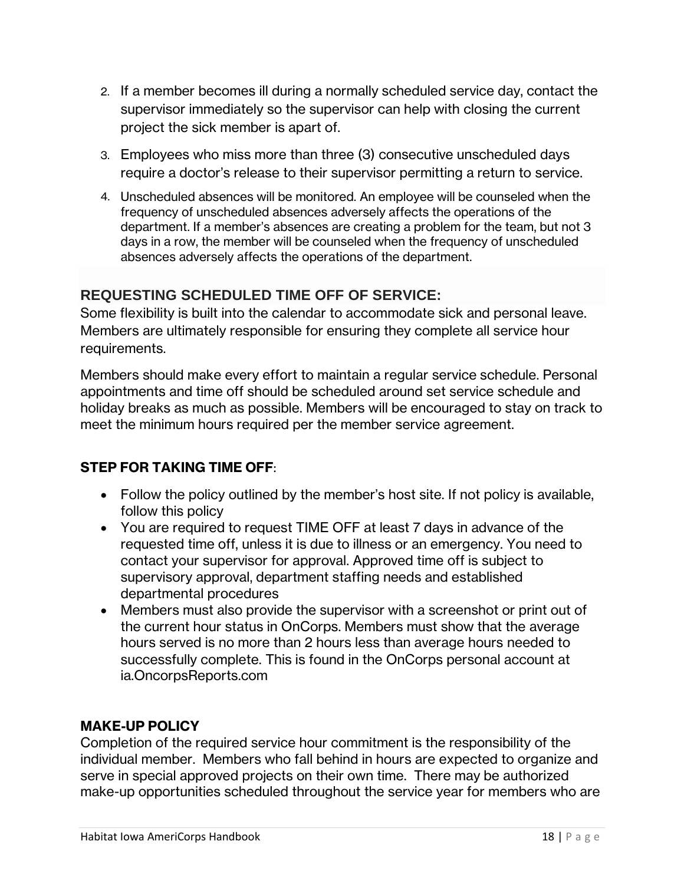2. If a member becomes ill during a normally scheduled service day, contact the supervisor immediately so the supervisor can help with closing the current project the sick member is apart of.
3. Employees who miss more than three (3) consecutive unscheduled days require a doctor's release to their supervisor permitting a return to service.
4. Unscheduled absences will be monitored. An employee will be counseled when the frequency of unscheduled absences adversely affects the operations of the department. If a member's absences are creating a problem for the team, but not 3 days in a row, the member will be counseled when the frequency of unscheduled absences adversely affects the operations of the department.

## REQUESTING SCHEDULED TIME OFF OF SERVICE:

Some flexibility is built into the calendar to accommodate sick and personal leave. Members are ultimately responsible for ensuring they complete all service hour requirements.

Members should make every effort to maintain a regular service schedule. Personal appointments and time off should be scheduled around set service schedule and holiday breaks as much as possible. Members will be encouraged to stay on track to meet the minimum hours required per the member service agreement.

**STEP FOR TAKING TIME OFF**:

- Follow the policy outlined by the member's host site. If not policy is available, follow this policy
- You are required to request TIME OFF at least 7 days in advance of the requested time off, unless it is due to illness or an emergency. You need to contact your supervisor for approval. Approved time off is subject to supervisory approval, department staffing needs and established departmental procedures
- Members must also provide the supervisor with a screenshot or print out of the current hour status in OnCorps. Members must show that the average hours served is no more than 2 hours less than average hours needed to successfully complete. This is found in the OnCorps personal account at ia.OncorpsReports.com

**MAKE-UP POLICY**

Completion of the required service hour commitment is the responsibility of the individual member. Members who fall behind in hours are expected to organize and serve in special approved projects on their own time. There may be authorized make-up opportunities scheduled throughout the service year for members who are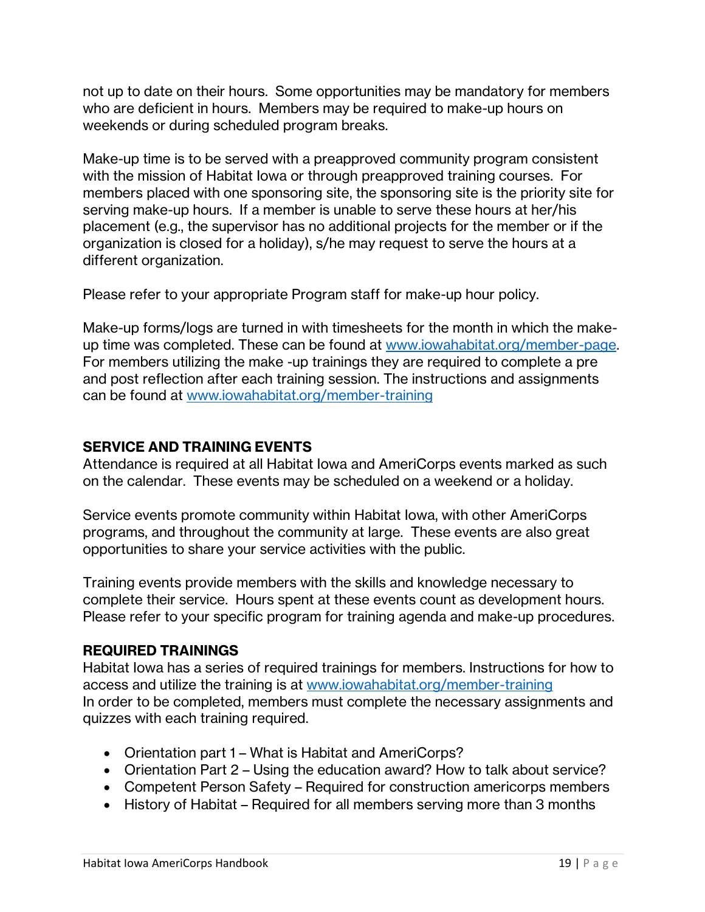not up to date on their hours. Some opportunities may be mandatory for members who are deficient in hours. Members may be required to make-up hours on weekends or during scheduled program breaks.

Make-up time is to be served with a preapproved community program consistent with the mission of Habitat Iowa or through preapproved training courses. For members placed with one sponsoring site, the sponsoring site is the priority site for serving make-up hours. If a member is unable to serve these hours at her/his placement (e.g., the supervisor has no additional projects for the member or if the organization is closed for a holiday), s/he may request to serve the hours at a different organization.

Please refer to your appropriate Program staff for make-up hour policy.

Make-up forms/logs are turned in with timesheets for the month in which the make-up time was completed. These can be found at [www.iowahabitat.org/member-page](http://www.iowahabitat.org/member-page). For members utilizing the make -up trainings they are required to complete a pre and post reflection after each training session. The instructions and assignments can be found at [www.iowahabitat.org/member-training](http://www.iowahabitat.org/member-training)

## SERVICE AND TRAINING EVENTS

Attendance is required at all Habitat Iowa and AmeriCorps events marked as such on the calendar. These events may be scheduled on a weekend or a holiday.

Service events promote community within Habitat Iowa, with other AmeriCorps programs, and throughout the community at large. These events are also great opportunities to share your service activities with the public.

Training events provide members with the skills and knowledge necessary to complete their service. Hours spent at these events count as development hours. Please refer to your specific program for training agenda and make-up procedures.

## REQUIRED TRAININGS

Habitat Iowa has a series of required trainings for members. Instructions for how to access and utilize the training is at [www.iowahabitat.org/member-training](http://www.iowahabitat.org/member-training)
In order to be completed, members must complete the necessary assignments and quizzes with each training required.

- Orientation part 1 – What is Habitat and AmeriCorps?
- Orientation Part 2 – Using the education award? How to talk about service?
- Competent Person Safety – Required for construction americorps members
- History of Habitat – Required for all members serving more than 3 months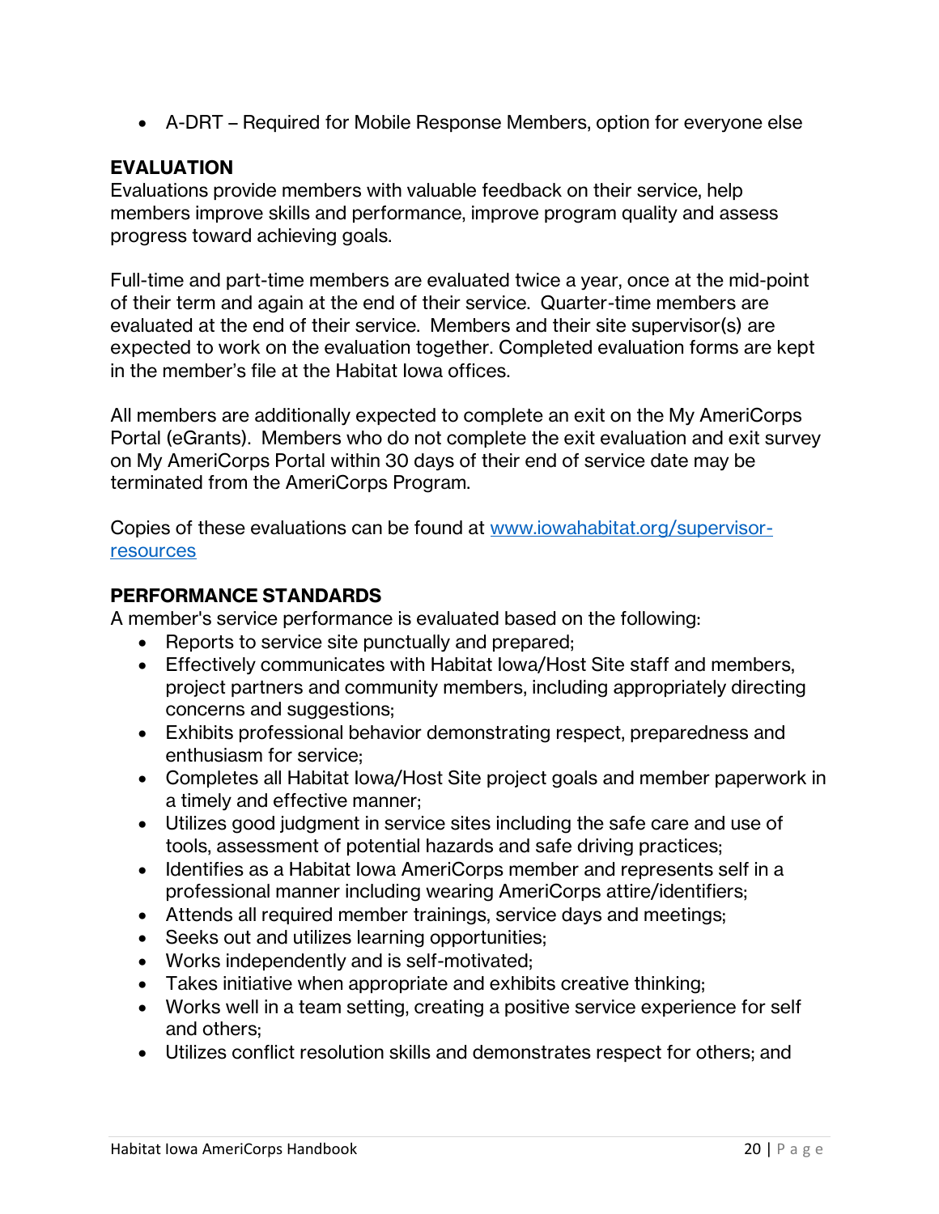- A-DRT – Required for Mobile Response Members, option for everyone else

## EVALUATION

Evaluations provide members with valuable feedback on their service, help members improve skills and performance, improve program quality and assess progress toward achieving goals.

Full-time and part-time members are evaluated twice a year, once at the mid-point of their term and again at the end of their service. Quarter-time members are evaluated at the end of their service. Members and their site supervisor(s) are expected to work on the evaluation together. Completed evaluation forms are kept in the member's file at the Habitat Iowa offices.

All members are additionally expected to complete an exit on the My AmeriCorps Portal (eGrants). Members who do not complete the exit evaluation and exit survey on My AmeriCorps Portal within 30 days of their end of service date may be terminated from the AmeriCorps Program.

Copies of these evaluations can be found at [www.iowahabitat.org/supervisor-resources](www.iowahabitat.org/supervisor-resources)

## PERFORMANCE STANDARDS

A member's service performance is evaluated based on the following:

- Reports to service site punctually and prepared;
- Effectively communicates with Habitat Iowa/Host Site staff and members, project partners and community members, including appropriately directing concerns and suggestions;
- Exhibits professional behavior demonstrating respect, preparedness and enthusiasm for service;
- Completes all Habitat Iowa/Host Site project goals and member paperwork in a timely and effective manner;
- Utilizes good judgment in service sites including the safe care and use of tools, assessment of potential hazards and safe driving practices;
- Identifies as a Habitat Iowa AmeriCorps member and represents self in a professional manner including wearing AmeriCorps attire/identifiers;
- Attends all required member trainings, service days and meetings;
- Seeks out and utilizes learning opportunities;
- Works independently and is self-motivated;
- Takes initiative when appropriate and exhibits creative thinking;
- Works well in a team setting, creating a positive service experience for self and others;
- Utilizes conflict resolution skills and demonstrates respect for others; and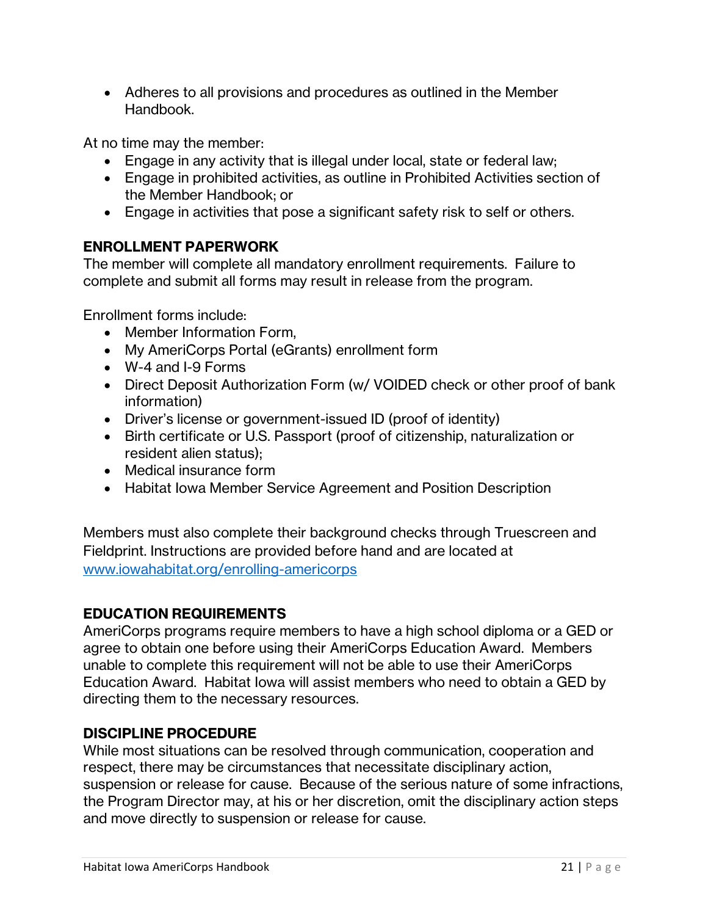- Adheres to all provisions and procedures as outlined in the Member Handbook.

At no time may the member:

- Engage in any activity that is illegal under local, state or federal law;
- Engage in prohibited activities, as outline in Prohibited Activities section of the Member Handbook; or
- Engage in activities that pose a significant safety risk to self or others.

## ENROLLMENT PAPERWORK

The member will complete all mandatory enrollment requirements. Failure to complete and submit all forms may result in release from the program.

Enrollment forms include:

- Member Information Form,
- My AmeriCorps Portal (eGrants) enrollment form
- W-4 and I-9 Forms
- Direct Deposit Authorization Form (w/ VOIDED check or other proof of bank information)
- Driver's license or government-issued ID (proof of identity)
- Birth certificate or U.S. Passport (proof of citizenship, naturalization or resident alien status);
- Medical insurance form
- Habitat Iowa Member Service Agreement and Position Description

Members must also complete their background checks through Truescreen and Fieldprint. Instructions are provided before hand and are located at [www.iowahabitat.org/enrolling-americorps](http://www.iowahabitat.org/enrolling-americorps)

## EDUCATION REQUIREMENTS

AmeriCorps programs require members to have a high school diploma or a GED or agree to obtain one before using their AmeriCorps Education Award. Members unable to complete this requirement will not be able to use their AmeriCorps Education Award. Habitat Iowa will assist members who need to obtain a GED by directing them to the necessary resources.

## DISCIPLINE PROCEDURE

While most situations can be resolved through communication, cooperation and respect, there may be circumstances that necessitate disciplinary action, suspension or release for cause. Because of the serious nature of some infractions, the Program Director may, at his or her discretion, omit the disciplinary action steps and move directly to suspension or release for cause.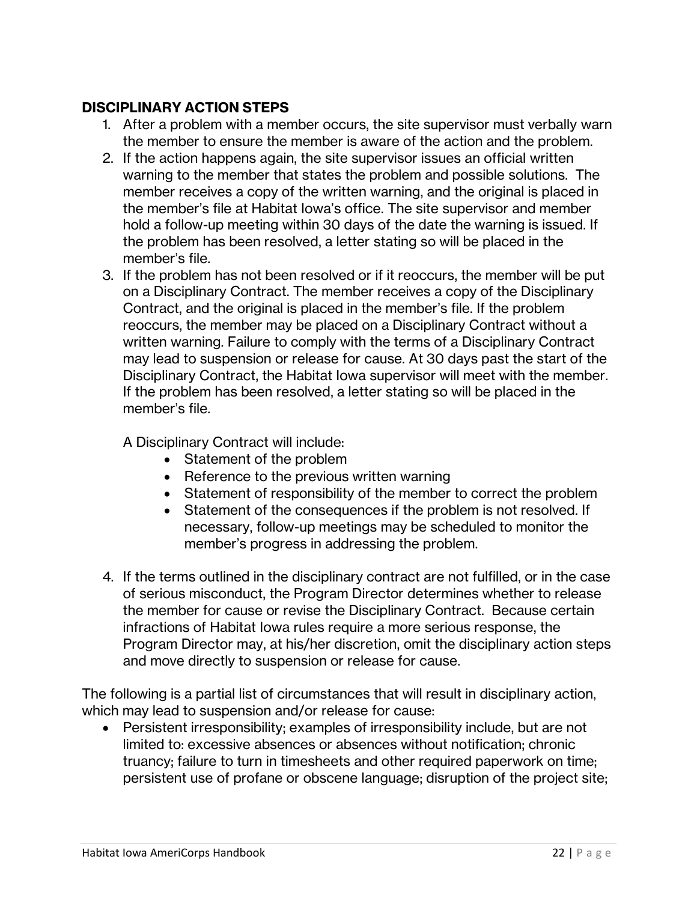## DISCIPLINARY ACTION STEPS

1. After a problem with a member occurs, the site supervisor must verbally warn the member to ensure the member is aware of the action and the problem.
2. If the action happens again, the site supervisor issues an official written warning to the member that states the problem and possible solutions. The member receives a copy of the written warning, and the original is placed in the member's file at Habitat Iowa's office. The site supervisor and member hold a follow-up meeting within 30 days of the date the warning is issued. If the problem has been resolved, a letter stating so will be placed in the member's file.
3. If the problem has not been resolved or if it reoccurs, the member will be put on a Disciplinary Contract. The member receives a copy of the Disciplinary Contract, and the original is placed in the member's file. If the problem reoccurs, the member may be placed on a Disciplinary Contract without a written warning. Failure to comply with the terms of a Disciplinary Contract may lead to suspension or release for cause. At 30 days past the start of the Disciplinary Contract, the Habitat Iowa supervisor will meet with the member. If the problem has been resolved, a letter stating so will be placed in the member's file.

   A Disciplinary Contract will include:
   - Statement of the problem
   - Reference to the previous written warning
   - Statement of responsibility of the member to correct the problem
   - Statement of the consequences if the problem is not resolved. If necessary, follow-up meetings may be scheduled to monitor the member's progress in addressing the problem.

4. If the terms outlined in the disciplinary contract are not fulfilled, or in the case of serious misconduct, the Program Director determines whether to release the member for cause or revise the Disciplinary Contract. Because certain infractions of Habitat Iowa rules require a more serious response, the Program Director may, at his/her discretion, omit the disciplinary action steps and move directly to suspension or release for cause.

The following is a partial list of circumstances that will result in disciplinary action, which may lead to suspension and/or release for cause:

- Persistent irresponsibility; examples of irresponsibility include, but are not limited to: excessive absences or absences without notification; chronic truancy; failure to turn in timesheets and other required paperwork on time; persistent use of profane or obscene language; disruption of the project site;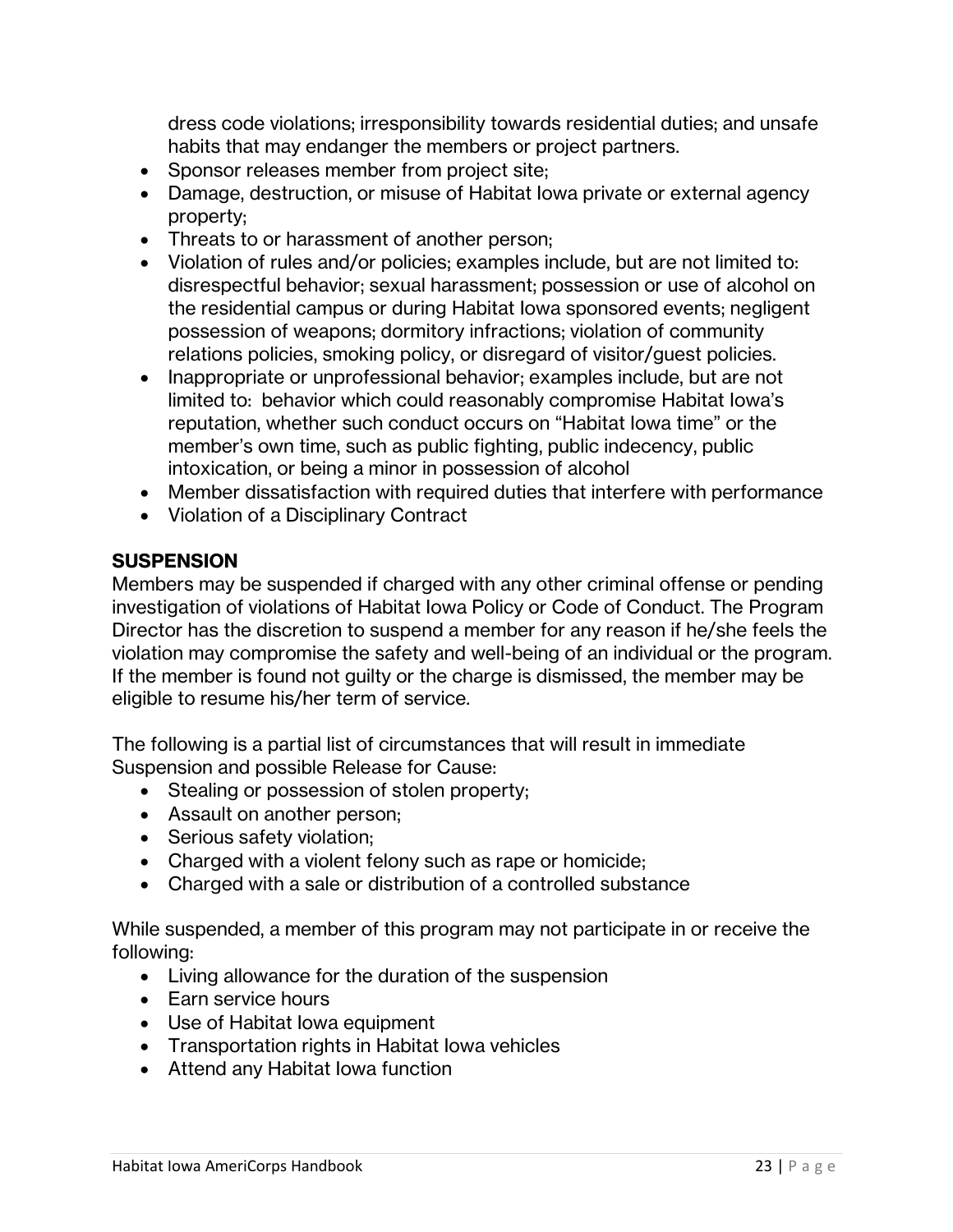dress code violations; irresponsibility towards residential duties; and unsafe habits that may endanger the members or project partners.

- Sponsor releases member from project site;
- Damage, destruction, or misuse of Habitat Iowa private or external agency property;
- Threats to or harassment of another person;
- Violation of rules and/or policies; examples include, but are not limited to: disrespectful behavior; sexual harassment; possession or use of alcohol on the residential campus or during Habitat Iowa sponsored events; negligent possession of weapons; dormitory infractions; violation of community relations policies, smoking policy, or disregard of visitor/guest policies.
- Inappropriate or unprofessional behavior; examples include, but are not limited to: behavior which could reasonably compromise Habitat Iowa's reputation, whether such conduct occurs on "Habitat Iowa time" or the member's own time, such as public fighting, public indecency, public intoxication, or being a minor in possession of alcohol
- Member dissatisfaction with required duties that interfere with performance
- Violation of a Disciplinary Contract

## SUSPENSION

Members may be suspended if charged with any other criminal offense or pending investigation of violations of Habitat Iowa Policy or Code of Conduct. The Program Director has the discretion to suspend a member for any reason if he/she feels the violation may compromise the safety and well-being of an individual or the program. If the member is found not guilty or the charge is dismissed, the member may be eligible to resume his/her term of service.

The following is a partial list of circumstances that will result in immediate Suspension and possible Release for Cause:

- Stealing or possession of stolen property;
- Assault on another person;
- Serious safety violation;
- Charged with a violent felony such as rape or homicide;
- Charged with a sale or distribution of a controlled substance

While suspended, a member of this program may not participate in or receive the following:

- Living allowance for the duration of the suspension
- Earn service hours
- Use of Habitat Iowa equipment
- Transportation rights in Habitat Iowa vehicles
- Attend any Habitat Iowa function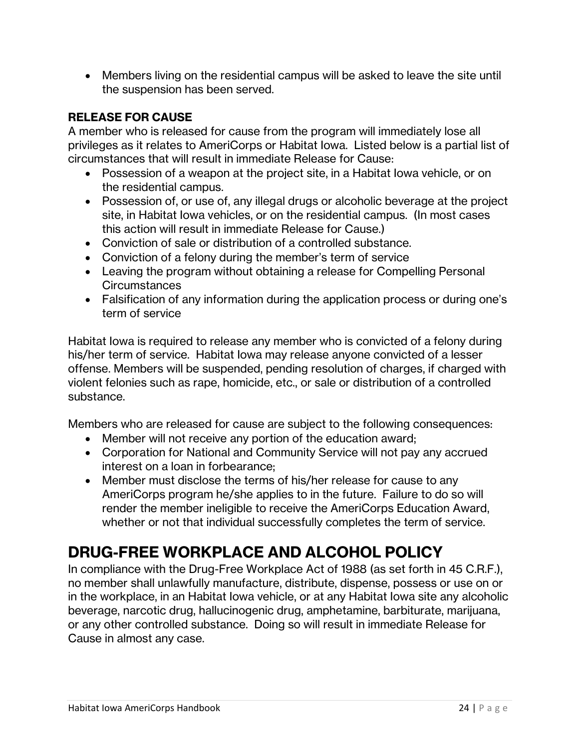- Members living on the residential campus will be asked to leave the site until the suspension has been served.

### RELEASE FOR CAUSE

A member who is released for cause from the program will immediately lose all privileges as it relates to AmeriCorps or Habitat Iowa. Listed below is a partial list of circumstances that will result in immediate Release for Cause:

- Possession of a weapon at the project site, in a Habitat Iowa vehicle, or on the residential campus.
- Possession of, or use of, any illegal drugs or alcoholic beverage at the project site, in Habitat Iowa vehicles, or on the residential campus. (In most cases this action will result in immediate Release for Cause.)
- Conviction of sale or distribution of a controlled substance.
- Conviction of a felony during the member's term of service
- Leaving the program without obtaining a release for Compelling Personal Circumstances
- Falsification of any information during the application process or during one's term of service

Habitat Iowa is required to release any member who is convicted of a felony during his/her term of service. Habitat Iowa may release anyone convicted of a lesser offense. Members will be suspended, pending resolution of charges, if charged with violent felonies such as rape, homicide, etc., or sale or distribution of a controlled substance.

Members who are released for cause are subject to the following consequences:

- Member will not receive any portion of the education award;
- Corporation for National and Community Service will not pay any accrued interest on a loan in forbearance;
- Member must disclose the terms of his/her release for cause to any AmeriCorps program he/she applies to in the future. Failure to do so will render the member ineligible to receive the AmeriCorps Education Award, whether or not that individual successfully completes the term of service.

## DRUG-FREE WORKPLACE AND ALCOHOL POLICY

In compliance with the Drug-Free Workplace Act of 1988 (as set forth in 45 C.R.F.), no member shall unlawfully manufacture, distribute, dispense, possess or use on or in the workplace, in an Habitat Iowa vehicle, or at any Habitat Iowa site any alcoholic beverage, narcotic drug, hallucinogenic drug, amphetamine, barbiturate, marijuana, or any other controlled substance. Doing so will result in immediate Release for Cause in almost any case.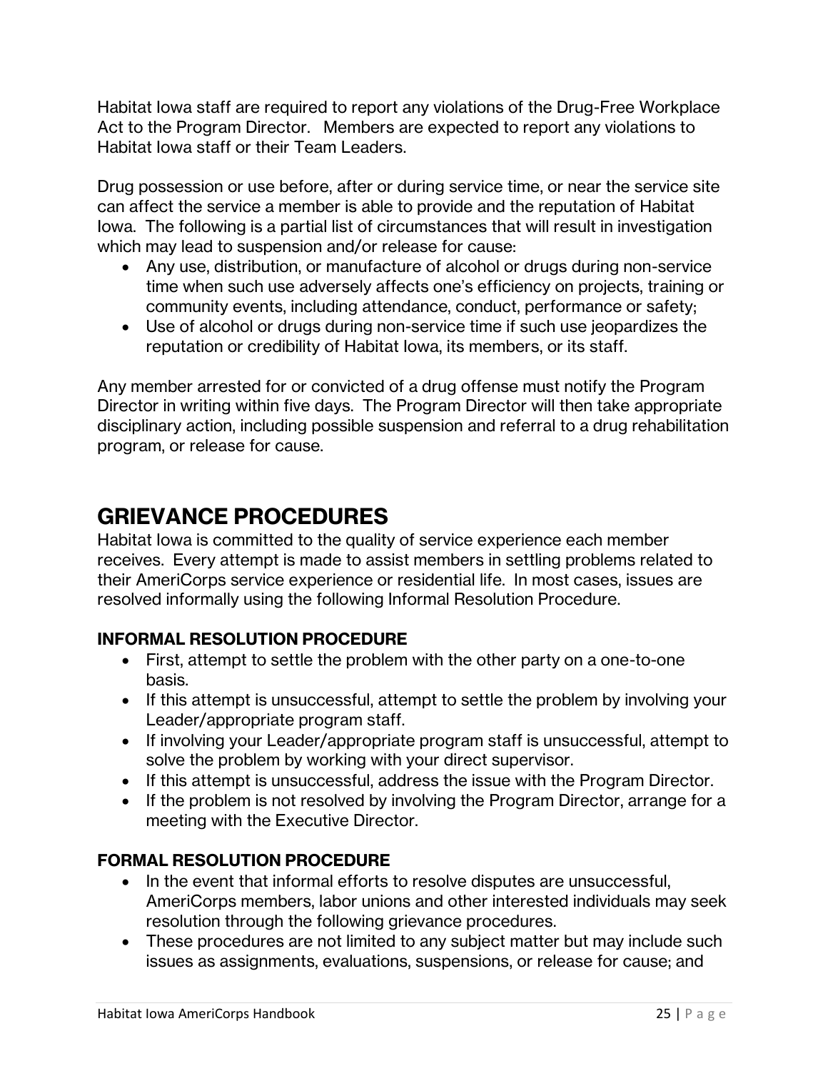Habitat Iowa staff are required to report any violations of the Drug-Free Workplace Act to the Program Director. Members are expected to report any violations to Habitat Iowa staff or their Team Leaders.

Drug possession or use before, after or during service time, or near the service site can affect the service a member is able to provide and the reputation of Habitat Iowa. The following is a partial list of circumstances that will result in investigation which may lead to suspension and/or release for cause:

- Any use, distribution, or manufacture of alcohol or drugs during non-service time when such use adversely affects one's efficiency on projects, training or community events, including attendance, conduct, performance or safety;
- Use of alcohol or drugs during non-service time if such use jeopardizes the reputation or credibility of Habitat Iowa, its members, or its staff.

Any member arrested for or convicted of a drug offense must notify the Program Director in writing within five days. The Program Director will then take appropriate disciplinary action, including possible suspension and referral to a drug rehabilitation program, or release for cause.

# GRIEVANCE PROCEDURES

Habitat Iowa is committed to the quality of service experience each member receives. Every attempt is made to assist members in settling problems related to their AmeriCorps service experience or residential life. In most cases, issues are resolved informally using the following Informal Resolution Procedure.

### INFORMAL RESOLUTION PROCEDURE

- First, attempt to settle the problem with the other party on a one-to-one basis.
- If this attempt is unsuccessful, attempt to settle the problem by involving your Leader/appropriate program staff.
- If involving your Leader/appropriate program staff is unsuccessful, attempt to solve the problem by working with your direct supervisor.
- If this attempt is unsuccessful, address the issue with the Program Director.
- If the problem is not resolved by involving the Program Director, arrange for a meeting with the Executive Director.

### FORMAL RESOLUTION PROCEDURE

- In the event that informal efforts to resolve disputes are unsuccessful, AmeriCorps members, labor unions and other interested individuals may seek resolution through the following grievance procedures.
- These procedures are not limited to any subject matter but may include such issues as assignments, evaluations, suspensions, or release for cause; and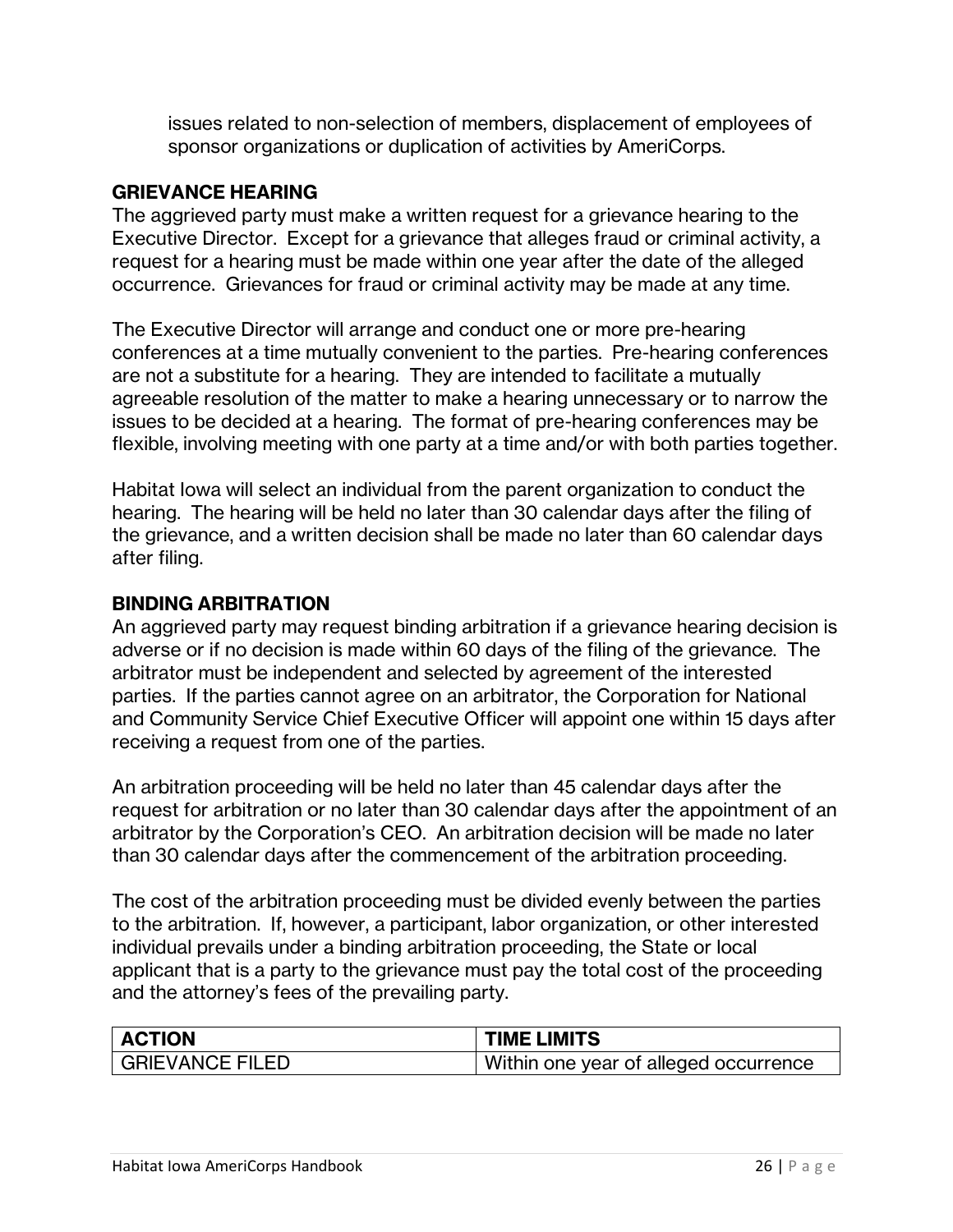issues related to non-selection of members, displacement of employees of sponsor organizations or duplication of activities by AmeriCorps.

### GRIEVANCE HEARING

The aggrieved party must make a written request for a grievance hearing to the Executive Director. Except for a grievance that alleges fraud or criminal activity, a request for a hearing must be made within one year after the date of the alleged occurrence. Grievances for fraud or criminal activity may be made at any time.

The Executive Director will arrange and conduct one or more pre-hearing conferences at a time mutually convenient to the parties. Pre-hearing conferences are not a substitute for a hearing. They are intended to facilitate a mutually agreeable resolution of the matter to make a hearing unnecessary or to narrow the issues to be decided at a hearing. The format of pre-hearing conferences may be flexible, involving meeting with one party at a time and/or with both parties together.

Habitat Iowa will select an individual from the parent organization to conduct the hearing. The hearing will be held no later than 30 calendar days after the filing of the grievance, and a written decision shall be made no later than 60 calendar days after filing.

### BINDING ARBITRATION

An aggrieved party may request binding arbitration if a grievance hearing decision is adverse or if no decision is made within 60 days of the filing of the grievance. The arbitrator must be independent and selected by agreement of the interested parties. If the parties cannot agree on an arbitrator, the Corporation for National and Community Service Chief Executive Officer will appoint one within 15 days after receiving a request from one of the parties.

An arbitration proceeding will be held no later than 45 calendar days after the request for arbitration or no later than 30 calendar days after the appointment of an arbitrator by the Corporation's CEO. An arbitration decision will be made no later than 30 calendar days after the commencement of the arbitration proceeding.

The cost of the arbitration proceeding must be divided evenly between the parties to the arbitration. If, however, a participant, labor organization, or other interested individual prevails under a binding arbitration proceeding, the State or local applicant that is a party to the grievance must pay the total cost of the proceeding and the attorney's fees of the prevailing party.

| ACTION | TIME LIMITS |
|---|---|
| GRIEVANCE FILED | Within one year of alleged occurrence |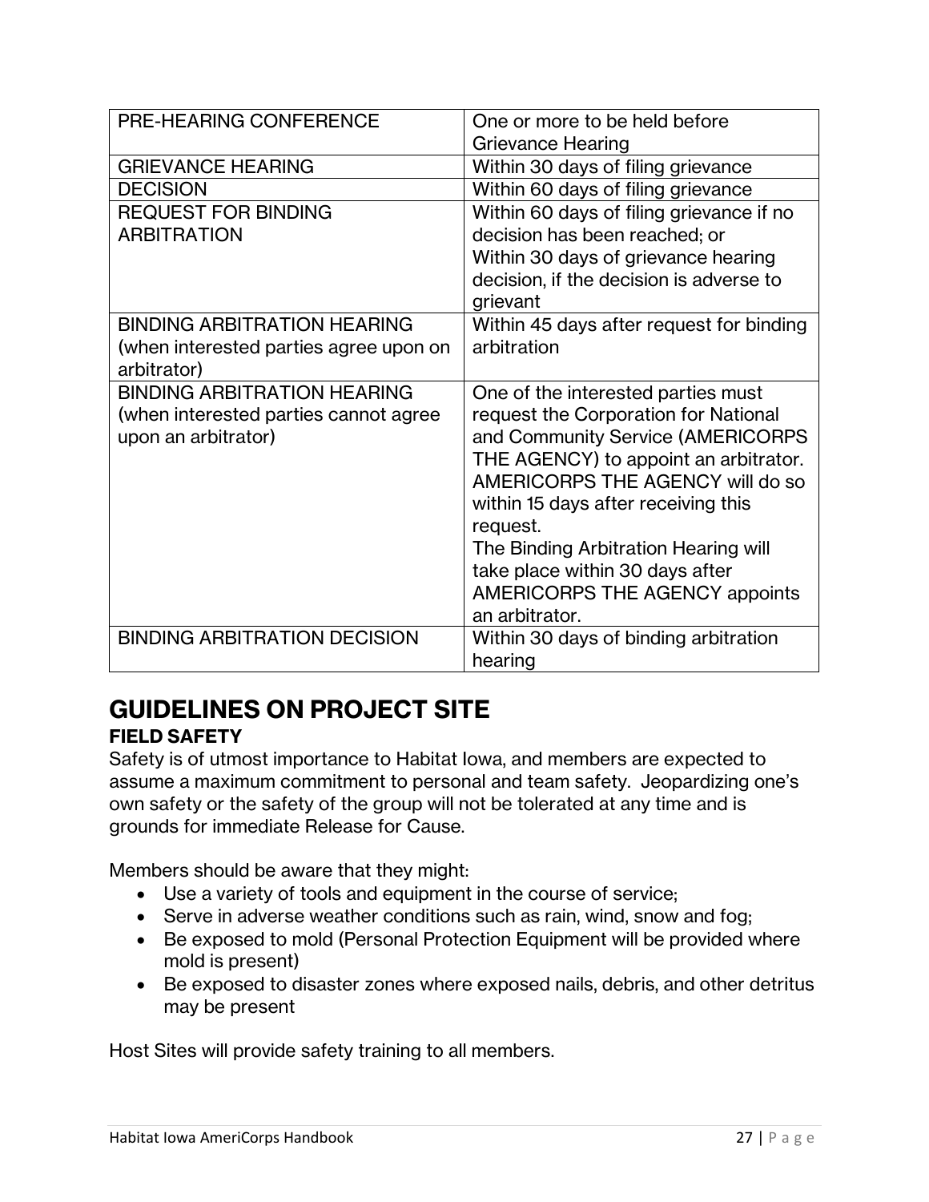| | |
|---|---|
| PRE-HEARING CONFERENCE | One or more to be held before Grievance Hearing |
| GRIEVANCE HEARING | Within 30 days of filing grievance |
| DECISION | Within 60 days of filing grievance |
| REQUEST FOR BINDING ARBITRATION | Within 60 days of filing grievance if no decision has been reached; or<br>Within 30 days of grievance hearing decision, if the decision is adverse to grievant |
| BINDING ARBITRATION HEARING (when interested parties agree upon on arbitrator) | Within 45 days after request for binding arbitration |
| BINDING ARBITRATION HEARING (when interested parties cannot agree upon an arbitrator) | One of the interested parties must request the Corporation for National and Community Service (AMERICORPS THE AGENCY) to appoint an arbitrator. AMERICORPS THE AGENCY will do so within 15 days after receiving this request.<br>The Binding Arbitration Hearing will take place within 30 days after AMERICORPS THE AGENCY appoints an arbitrator. |
| BINDING ARBITRATION DECISION | Within 30 days of binding arbitration hearing |

# GUIDELINES ON PROJECT SITE

### FIELD SAFETY

Safety is of utmost importance to Habitat Iowa, and members are expected to assume a maximum commitment to personal and team safety. Jeopardizing one's own safety or the safety of the group will not be tolerated at any time and is grounds for immediate Release for Cause.

Members should be aware that they might:

- Use a variety of tools and equipment in the course of service;
- Serve in adverse weather conditions such as rain, wind, snow and fog;
- Be exposed to mold (Personal Protection Equipment will be provided where mold is present)
- Be exposed to disaster zones where exposed nails, debris, and other detritus may be present

Host Sites will provide safety training to all members.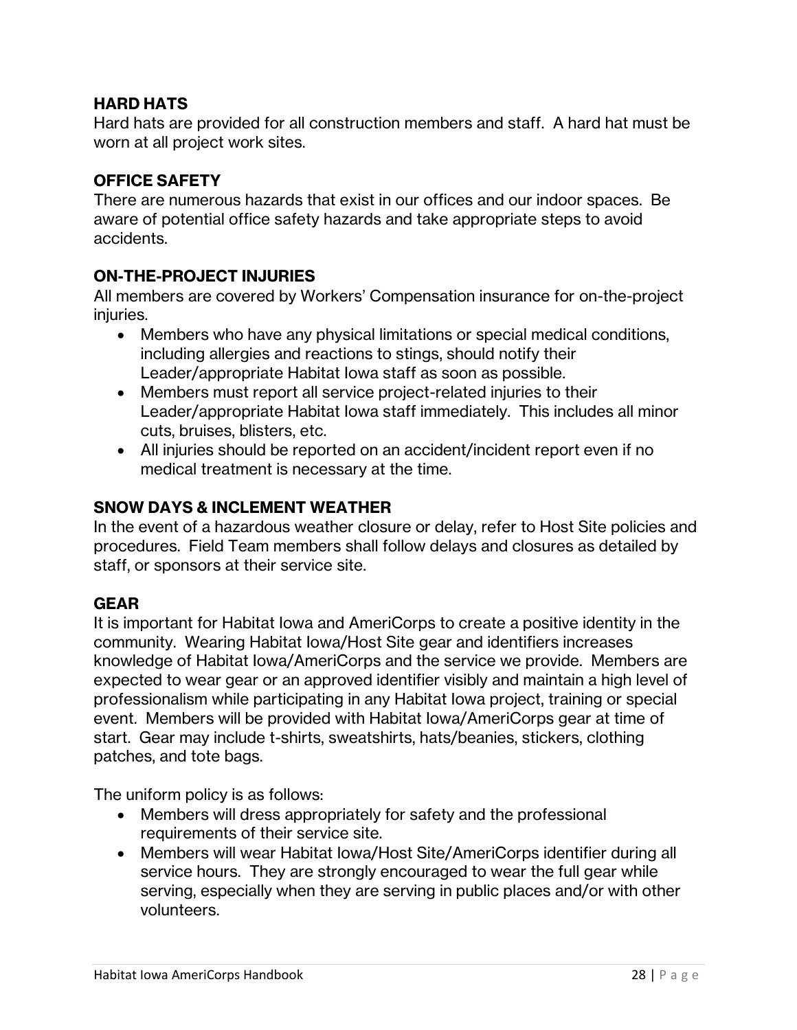### HARD HATS

Hard hats are provided for all construction members and staff. A hard hat must be worn at all project work sites.

### OFFICE SAFETY

There are numerous hazards that exist in our offices and our indoor spaces. Be aware of potential office safety hazards and take appropriate steps to avoid accidents.

### ON-THE-PROJECT INJURIES

All members are covered by Workers' Compensation insurance for on-the-project injuries.

- Members who have any physical limitations or special medical conditions, including allergies and reactions to stings, should notify their Leader/appropriate Habitat Iowa staff as soon as possible.
- Members must report all service project-related injuries to their Leader/appropriate Habitat Iowa staff immediately. This includes all minor cuts, bruises, blisters, etc.
- All injuries should be reported on an accident/incident report even if no medical treatment is necessary at the time.

### SNOW DAYS & INCLEMENT WEATHER

In the event of a hazardous weather closure or delay, refer to Host Site policies and procedures. Field Team members shall follow delays and closures as detailed by staff, or sponsors at their service site.

### GEAR

It is important for Habitat Iowa and AmeriCorps to create a positive identity in the community. Wearing Habitat Iowa/Host Site gear and identifiers increases knowledge of Habitat Iowa/AmeriCorps and the service we provide. Members are expected to wear gear or an approved identifier visibly and maintain a high level of professionalism while participating in any Habitat Iowa project, training or special event. Members will be provided with Habitat Iowa/AmeriCorps gear at time of start. Gear may include t-shirts, sweatshirts, hats/beanies, stickers, clothing patches, and tote bags.

The uniform policy is as follows:

- Members will dress appropriately for safety and the professional requirements of their service site.
- Members will wear Habitat Iowa/Host Site/AmeriCorps identifier during all service hours. They are strongly encouraged to wear the full gear while serving, especially when they are serving in public places and/or with other volunteers.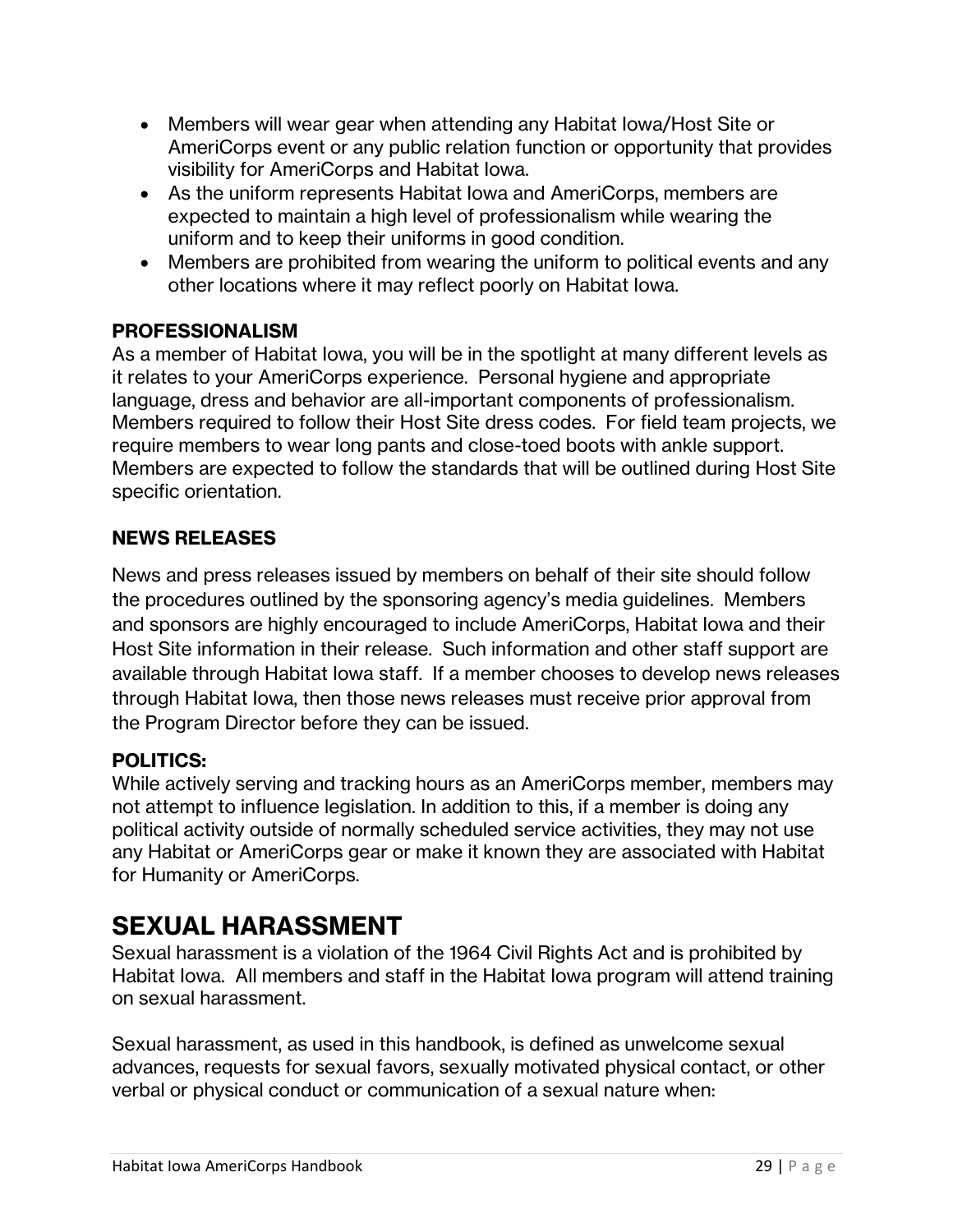- Members will wear gear when attending any Habitat Iowa/Host Site or AmeriCorps event or any public relation function or opportunity that provides visibility for AmeriCorps and Habitat Iowa.
- As the uniform represents Habitat Iowa and AmeriCorps, members are expected to maintain a high level of professionalism while wearing the uniform and to keep their uniforms in good condition.
- Members are prohibited from wearing the uniform to political events and any other locations where it may reflect poorly on Habitat Iowa.

### PROFESSIONALISM

As a member of Habitat Iowa, you will be in the spotlight at many different levels as it relates to your AmeriCorps experience. Personal hygiene and appropriate language, dress and behavior are all-important components of professionalism. Members required to follow their Host Site dress codes. For field team projects, we require members to wear long pants and close-toed boots with ankle support. Members are expected to follow the standards that will be outlined during Host Site specific orientation.

### NEWS RELEASES

News and press releases issued by members on behalf of their site should follow the procedures outlined by the sponsoring agency's media guidelines. Members and sponsors are highly encouraged to include AmeriCorps, Habitat Iowa and their Host Site information in their release. Such information and other staff support are available through Habitat Iowa staff. If a member chooses to develop news releases through Habitat Iowa, then those news releases must receive prior approval from the Program Director before they can be issued.

### POLITICS:

While actively serving and tracking hours as an AmeriCorps member, members may not attempt to influence legislation. In addition to this, if a member is doing any political activity outside of normally scheduled service activities, they may not use any Habitat or AmeriCorps gear or make it known they are associated with Habitat for Humanity or AmeriCorps.

## SEXUAL HARASSMENT

Sexual harassment is a violation of the 1964 Civil Rights Act and is prohibited by Habitat Iowa. All members and staff in the Habitat Iowa program will attend training on sexual harassment.

Sexual harassment, as used in this handbook, is defined as unwelcome sexual advances, requests for sexual favors, sexually motivated physical contact, or other verbal or physical conduct or communication of a sexual nature when: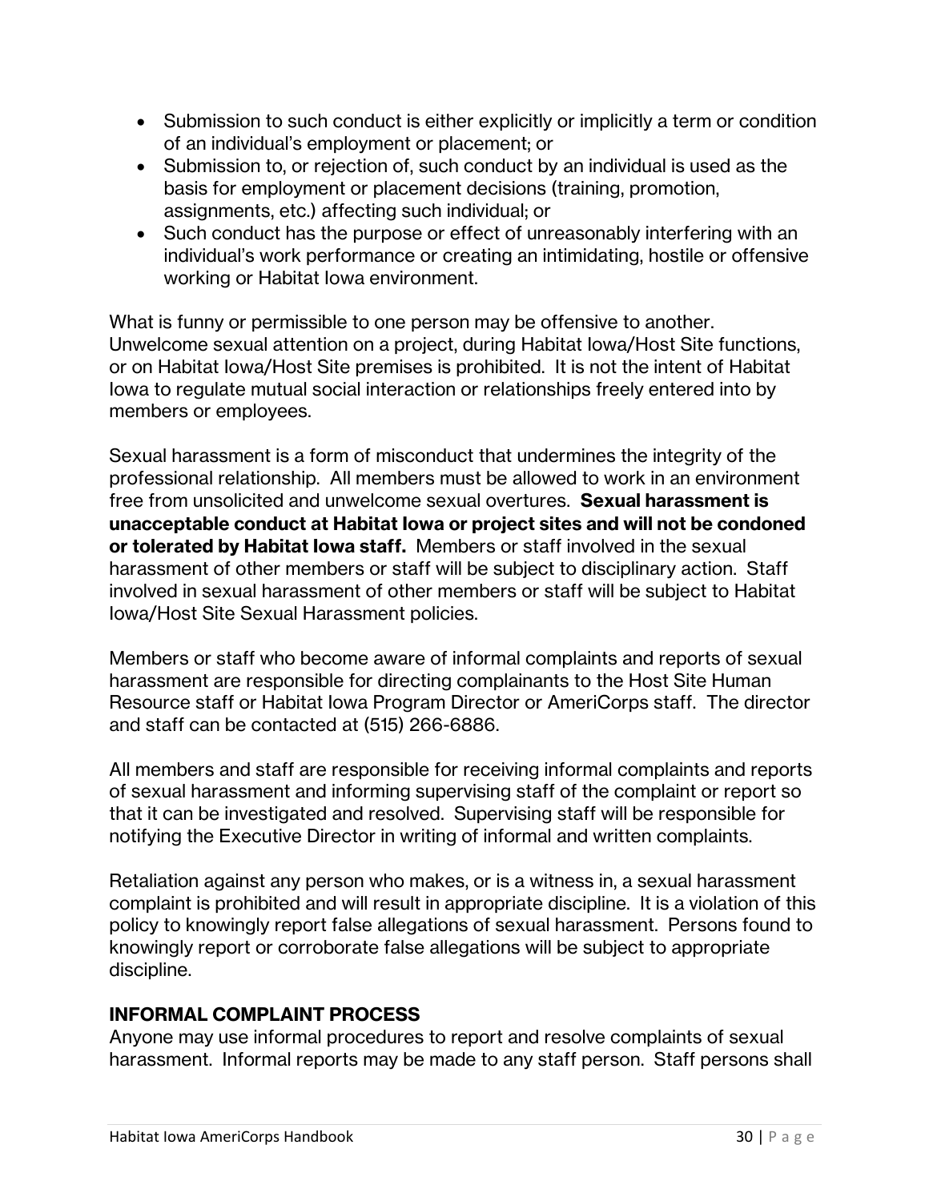- Submission to such conduct is either explicitly or implicitly a term or condition of an individual's employment or placement; or
- Submission to, or rejection of, such conduct by an individual is used as the basis for employment or placement decisions (training, promotion, assignments, etc.) affecting such individual; or
- Such conduct has the purpose or effect of unreasonably interfering with an individual's work performance or creating an intimidating, hostile or offensive working or Habitat Iowa environment.

What is funny or permissible to one person may be offensive to another. Unwelcome sexual attention on a project, during Habitat Iowa/Host Site functions, or on Habitat Iowa/Host Site premises is prohibited. It is not the intent of Habitat Iowa to regulate mutual social interaction or relationships freely entered into by members or employees.

Sexual harassment is a form of misconduct that undermines the integrity of the professional relationship. All members must be allowed to work in an environment free from unsolicited and unwelcome sexual overtures. **Sexual harassment is unacceptable conduct at Habitat Iowa or project sites and will not be condoned or tolerated by Habitat Iowa staff.** Members or staff involved in the sexual harassment of other members or staff will be subject to disciplinary action. Staff involved in sexual harassment of other members or staff will be subject to Habitat Iowa/Host Site Sexual Harassment policies.

Members or staff who become aware of informal complaints and reports of sexual harassment are responsible for directing complainants to the Host Site Human Resource staff or Habitat Iowa Program Director or AmeriCorps staff. The director and staff can be contacted at (515) 266-6886.

All members and staff are responsible for receiving informal complaints and reports of sexual harassment and informing supervising staff of the complaint or report so that it can be investigated and resolved. Supervising staff will be responsible for notifying the Executive Director in writing of informal and written complaints.

Retaliation against any person who makes, or is a witness in, a sexual harassment complaint is prohibited and will result in appropriate discipline. It is a violation of this policy to knowingly report false allegations of sexual harassment. Persons found to knowingly report or corroborate false allegations will be subject to appropriate discipline.

## INFORMAL COMPLAINT PROCESS

Anyone may use informal procedures to report and resolve complaints of sexual harassment. Informal reports may be made to any staff person. Staff persons shall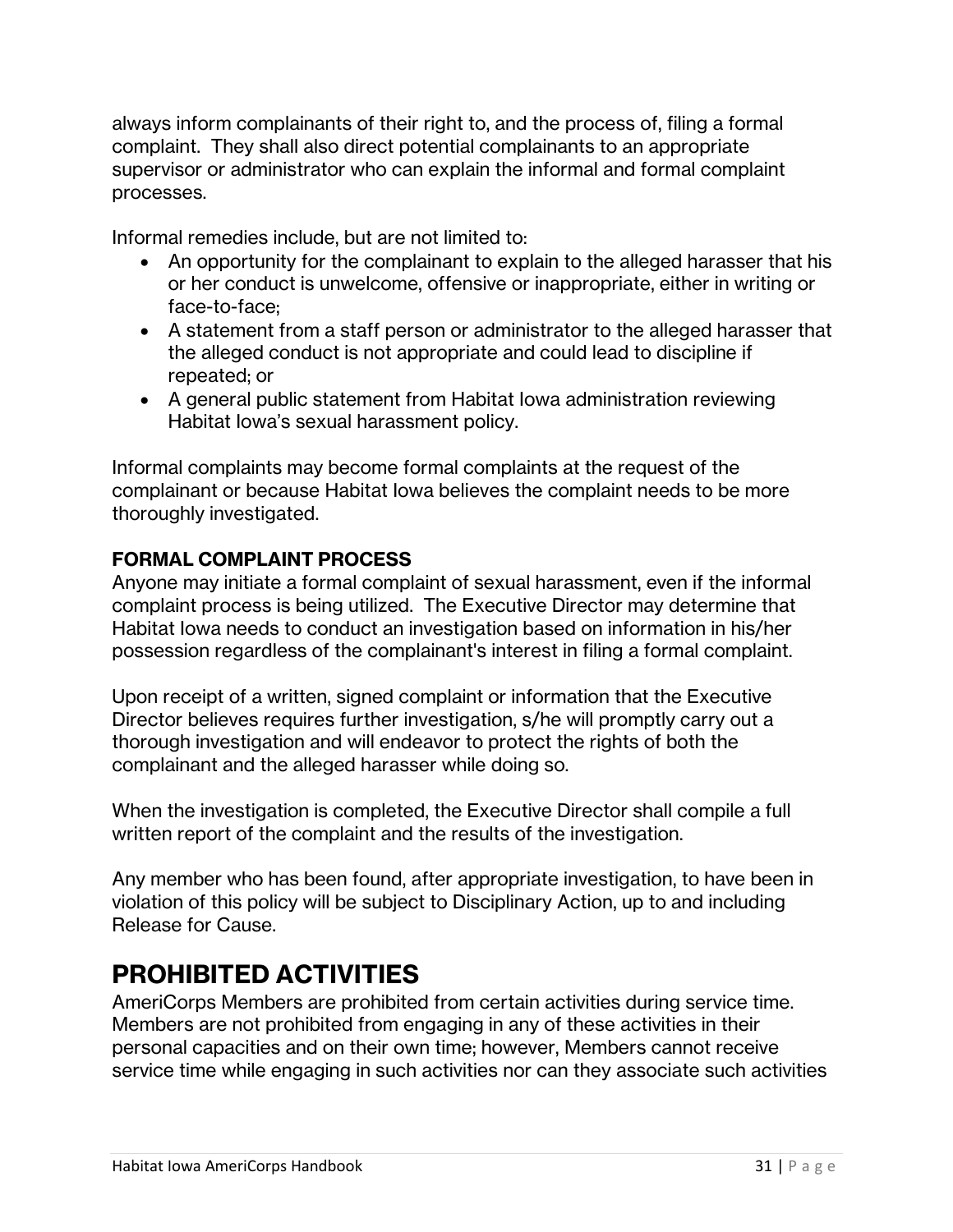always inform complainants of their right to, and the process of, filing a formal complaint. They shall also direct potential complainants to an appropriate supervisor or administrator who can explain the informal and formal complaint processes.

Informal remedies include, but are not limited to:

- An opportunity for the complainant to explain to the alleged harasser that his or her conduct is unwelcome, offensive or inappropriate, either in writing or face-to-face;
- A statement from a staff person or administrator to the alleged harasser that the alleged conduct is not appropriate and could lead to discipline if repeated; or
- A general public statement from Habitat Iowa administration reviewing Habitat Iowa's sexual harassment policy.

Informal complaints may become formal complaints at the request of the complainant or because Habitat Iowa believes the complaint needs to be more thoroughly investigated.

### FORMAL COMPLAINT PROCESS

Anyone may initiate a formal complaint of sexual harassment, even if the informal complaint process is being utilized. The Executive Director may determine that Habitat Iowa needs to conduct an investigation based on information in his/her possession regardless of the complainant's interest in filing a formal complaint.

Upon receipt of a written, signed complaint or information that the Executive Director believes requires further investigation, s/he will promptly carry out a thorough investigation and will endeavor to protect the rights of both the complainant and the alleged harasser while doing so.

When the investigation is completed, the Executive Director shall compile a full written report of the complaint and the results of the investigation.

Any member who has been found, after appropriate investigation, to have been in violation of this policy will be subject to Disciplinary Action, up to and including Release for Cause.

## PROHIBITED ACTIVITIES

AmeriCorps Members are prohibited from certain activities during service time. Members are not prohibited from engaging in any of these activities in their personal capacities and on their own time; however, Members cannot receive service time while engaging in such activities nor can they associate such activities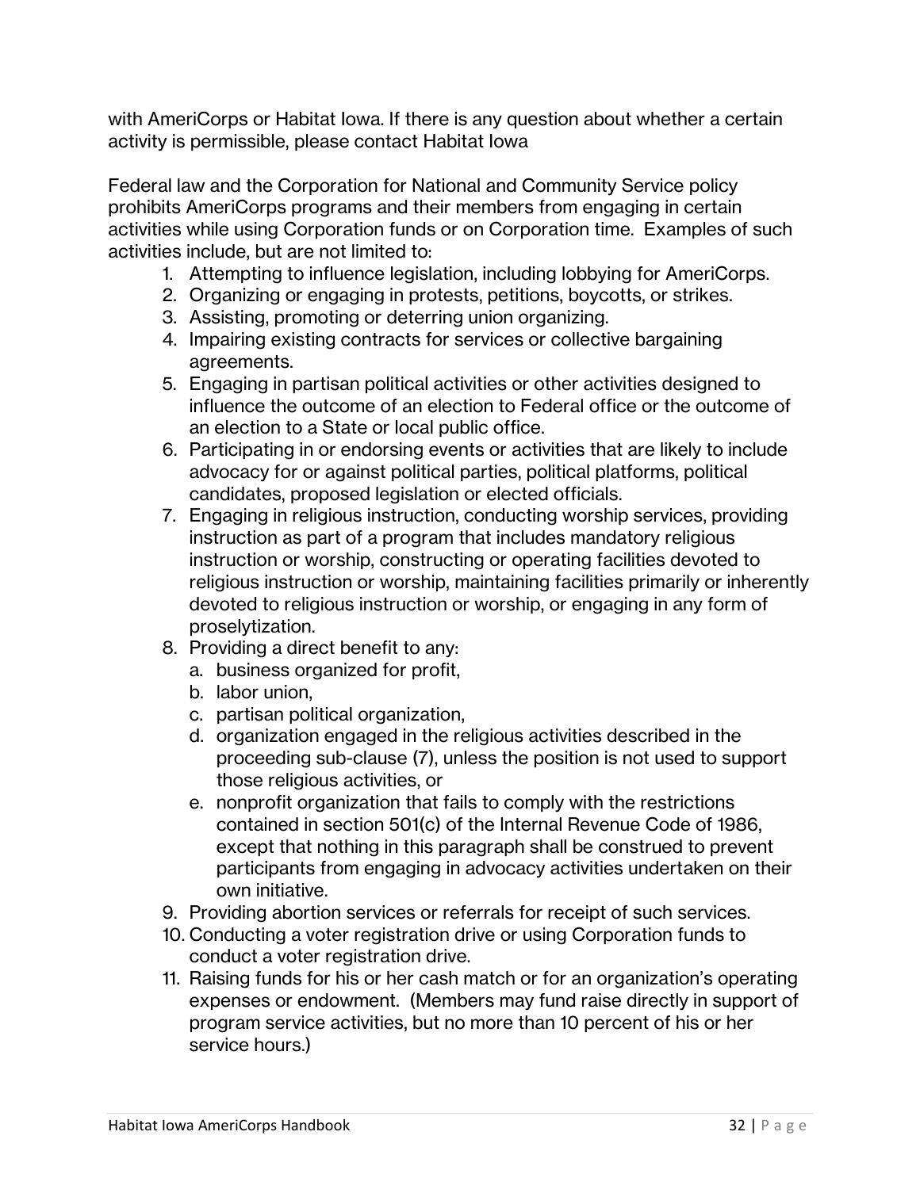with AmeriCorps or Habitat Iowa. If there is any question about whether a certain activity is permissible, please contact Habitat Iowa

Federal law and the Corporation for National and Community Service policy prohibits AmeriCorps programs and their members from engaging in certain activities while using Corporation funds or on Corporation time. Examples of such activities include, but are not limited to:

1. Attempting to influence legislation, including lobbying for AmeriCorps.
2. Organizing or engaging in protests, petitions, boycotts, or strikes.
3. Assisting, promoting or deterring union organizing.
4. Impairing existing contracts for services or collective bargaining agreements.
5. Engaging in partisan political activities or other activities designed to influence the outcome of an election to Federal office or the outcome of an election to a State or local public office.
6. Participating in or endorsing events or activities that are likely to include advocacy for or against political parties, political platforms, political candidates, proposed legislation or elected officials.
7. Engaging in religious instruction, conducting worship services, providing instruction as part of a program that includes mandatory religious instruction or worship, constructing or operating facilities devoted to religious instruction or worship, maintaining facilities primarily or inherently devoted to religious instruction or worship, or engaging in any form of proselytization.
8. Providing a direct benefit to any:
   a. business organized for profit,
   b. labor union,
   c. partisan political organization,
   d. organization engaged in the religious activities described in the proceeding sub-clause (7), unless the position is not used to support those religious activities, or
   e. nonprofit organization that fails to comply with the restrictions contained in section 501(c) of the Internal Revenue Code of 1986, except that nothing in this paragraph shall be construed to prevent participants from engaging in advocacy activities undertaken on their own initiative.
9. Providing abortion services or referrals for receipt of such services.
10. Conducting a voter registration drive or using Corporation funds to conduct a voter registration drive.
11. Raising funds for his or her cash match or for an organization's operating expenses or endowment. (Members may fund raise directly in support of program service activities, but no more than 10 percent of his or her service hours.)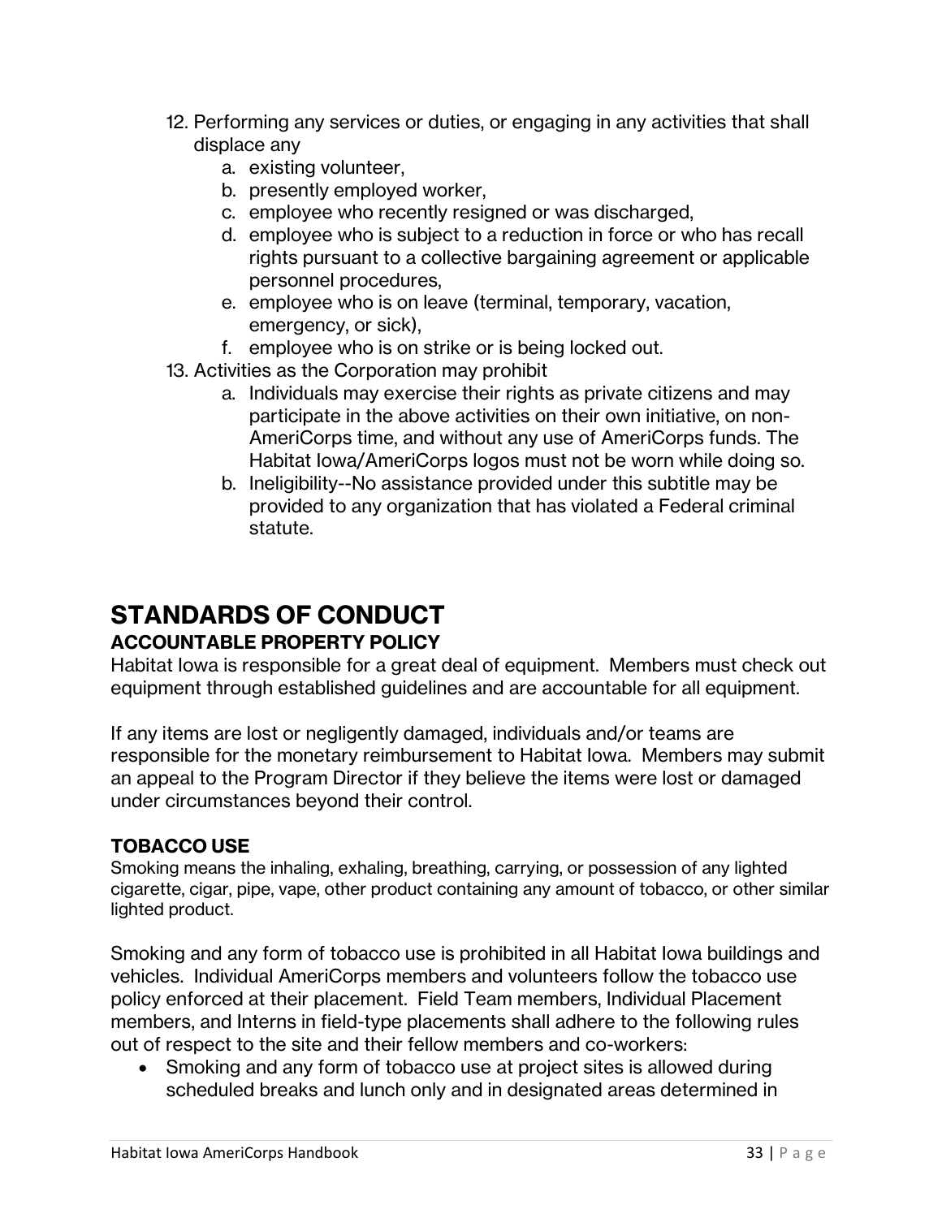12. Performing any services or duties, or engaging in any activities that shall displace any
    a. existing volunteer,
    b. presently employed worker,
    c. employee who recently resigned or was discharged,
    d. employee who is subject to a reduction in force or who has recall rights pursuant to a collective bargaining agreement or applicable personnel procedures,
    e. employee who is on leave (terminal, temporary, vacation, emergency, or sick),
    f. employee who is on strike or is being locked out.
13. Activities as the Corporation may prohibit
    a. Individuals may exercise their rights as private citizens and may participate in the above activities on their own initiative, on non-AmeriCorps time, and without any use of AmeriCorps funds. The Habitat Iowa/AmeriCorps logos must not be worn while doing so.
    b. Ineligibility--No assistance provided under this subtitle may be provided to any organization that has violated a Federal criminal statute.

# STANDARDS OF CONDUCT

## ACCOUNTABLE PROPERTY POLICY

Habitat Iowa is responsible for a great deal of equipment. Members must check out equipment through established guidelines and are accountable for all equipment.

If any items are lost or negligently damaged, individuals and/or teams are responsible for the monetary reimbursement to Habitat Iowa. Members may submit an appeal to the Program Director if they believe the items were lost or damaged under circumstances beyond their control.

## TOBACCO USE

Smoking means the inhaling, exhaling, breathing, carrying, or possession of any lighted cigarette, cigar, pipe, vape, other product containing any amount of tobacco, or other similar lighted product.

Smoking and any form of tobacco use is prohibited in all Habitat Iowa buildings and vehicles. Individual AmeriCorps members and volunteers follow the tobacco use policy enforced at their placement. Field Team members, Individual Placement members, and Interns in field-type placements shall adhere to the following rules out of respect to the site and their fellow members and co-workers:

- Smoking and any form of tobacco use at project sites is allowed during scheduled breaks and lunch only and in designated areas determined in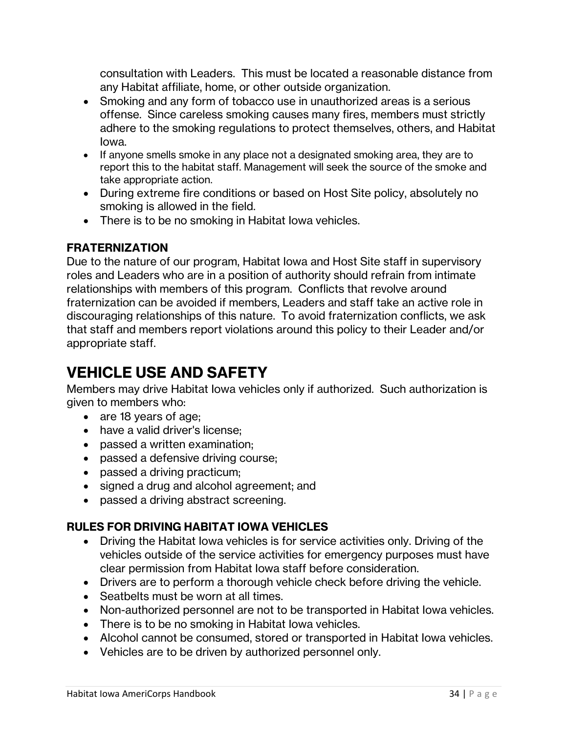consultation with Leaders. This must be located a reasonable distance from any Habitat affiliate, home, or other outside organization.

- Smoking and any form of tobacco use in unauthorized areas is a serious offense. Since careless smoking causes many fires, members must strictly adhere to the smoking regulations to protect themselves, others, and Habitat Iowa.
- If anyone smells smoke in any place not a designated smoking area, they are to report this to the habitat staff. Management will seek the source of the smoke and take appropriate action.
- During extreme fire conditions or based on Host Site policy, absolutely no smoking is allowed in the field.
- There is to be no smoking in Habitat Iowa vehicles.

### FRATERNIZATION

Due to the nature of our program, Habitat Iowa and Host Site staff in supervisory roles and Leaders who are in a position of authority should refrain from intimate relationships with members of this program. Conflicts that revolve around fraternization can be avoided if members, Leaders and staff take an active role in discouraging relationships of this nature. To avoid fraternization conflicts, we ask that staff and members report violations around this policy to their Leader and/or appropriate staff.

## VEHICLE USE AND SAFETY

Members may drive Habitat Iowa vehicles only if authorized. Such authorization is given to members who:

- are 18 years of age;
- have a valid driver's license;
- passed a written examination;
- passed a defensive driving course;
- passed a driving practicum;
- signed a drug and alcohol agreement; and
- passed a driving abstract screening.

### RULES FOR DRIVING HABITAT IOWA VEHICLES

- Driving the Habitat Iowa vehicles is for service activities only. Driving of the vehicles outside of the service activities for emergency purposes must have clear permission from Habitat Iowa staff before consideration.
- Drivers are to perform a thorough vehicle check before driving the vehicle.
- Seatbelts must be worn at all times.
- Non-authorized personnel are not to be transported in Habitat Iowa vehicles.
- There is to be no smoking in Habitat Iowa vehicles.
- Alcohol cannot be consumed, stored or transported in Habitat Iowa vehicles.
- Vehicles are to be driven by authorized personnel only.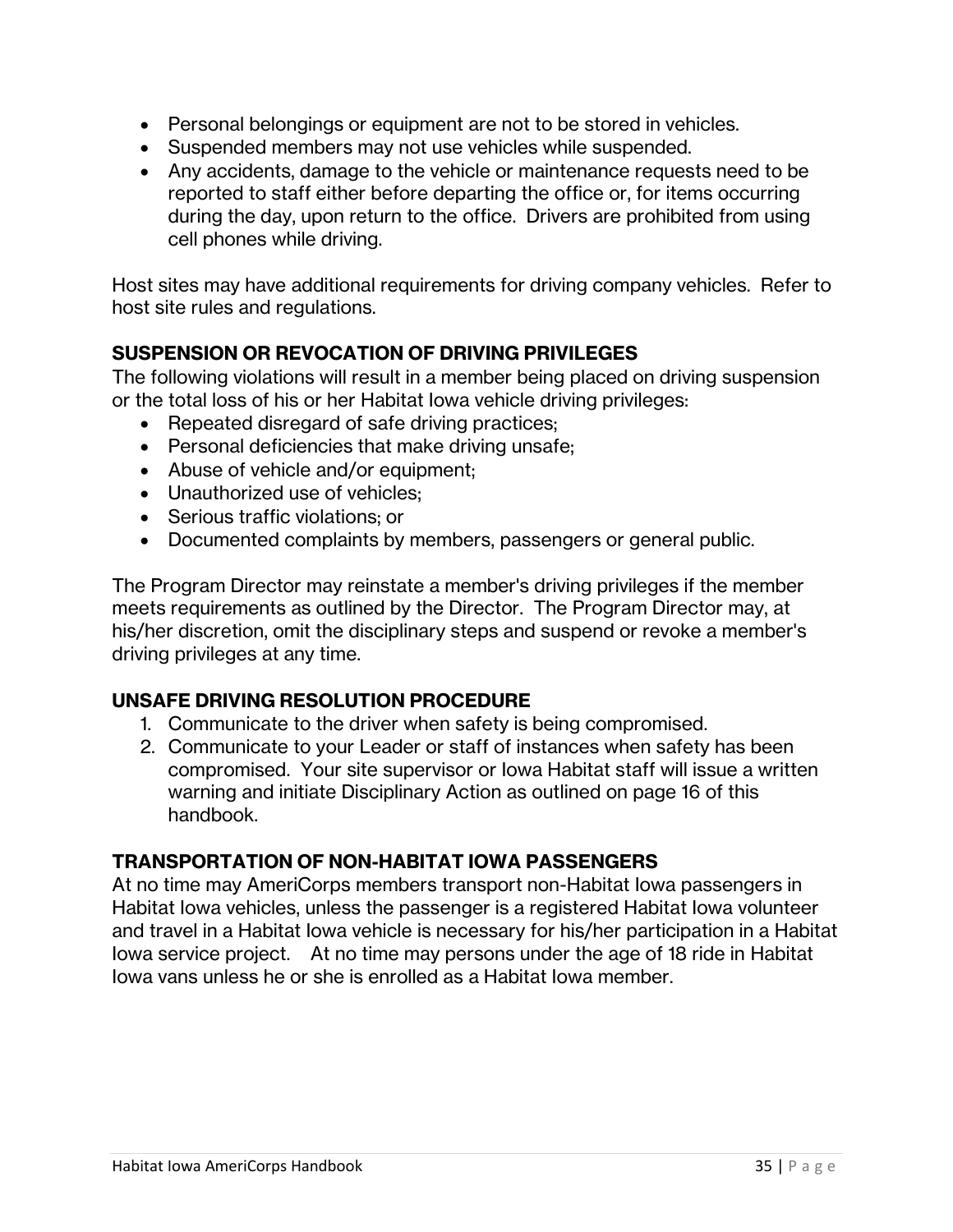- Personal belongings or equipment are not to be stored in vehicles.
- Suspended members may not use vehicles while suspended.
- Any accidents, damage to the vehicle or maintenance requests need to be reported to staff either before departing the office or, for items occurring during the day, upon return to the office. Drivers are prohibited from using cell phones while driving.

Host sites may have additional requirements for driving company vehicles. Refer to host site rules and regulations.

## SUSPENSION OR REVOCATION OF DRIVING PRIVILEGES

The following violations will result in a member being placed on driving suspension or the total loss of his or her Habitat Iowa vehicle driving privileges:

- Repeated disregard of safe driving practices;
- Personal deficiencies that make driving unsafe;
- Abuse of vehicle and/or equipment;
- Unauthorized use of vehicles;
- Serious traffic violations; or
- Documented complaints by members, passengers or general public.

The Program Director may reinstate a member's driving privileges if the member meets requirements as outlined by the Director. The Program Director may, at his/her discretion, omit the disciplinary steps and suspend or revoke a member's driving privileges at any time.

## UNSAFE DRIVING RESOLUTION PROCEDURE

1. Communicate to the driver when safety is being compromised.
2. Communicate to your Leader or staff of instances when safety has been compromised. Your site supervisor or Iowa Habitat staff will issue a written warning and initiate Disciplinary Action as outlined on page 16 of this handbook.

## TRANSPORTATION OF NON-HABITAT IOWA PASSENGERS

At no time may AmeriCorps members transport non-Habitat Iowa passengers in Habitat Iowa vehicles, unless the passenger is a registered Habitat Iowa volunteer and travel in a Habitat Iowa vehicle is necessary for his/her participation in a Habitat Iowa service project. At no time may persons under the age of 18 ride in Habitat Iowa vans unless he or she is enrolled as a Habitat Iowa member.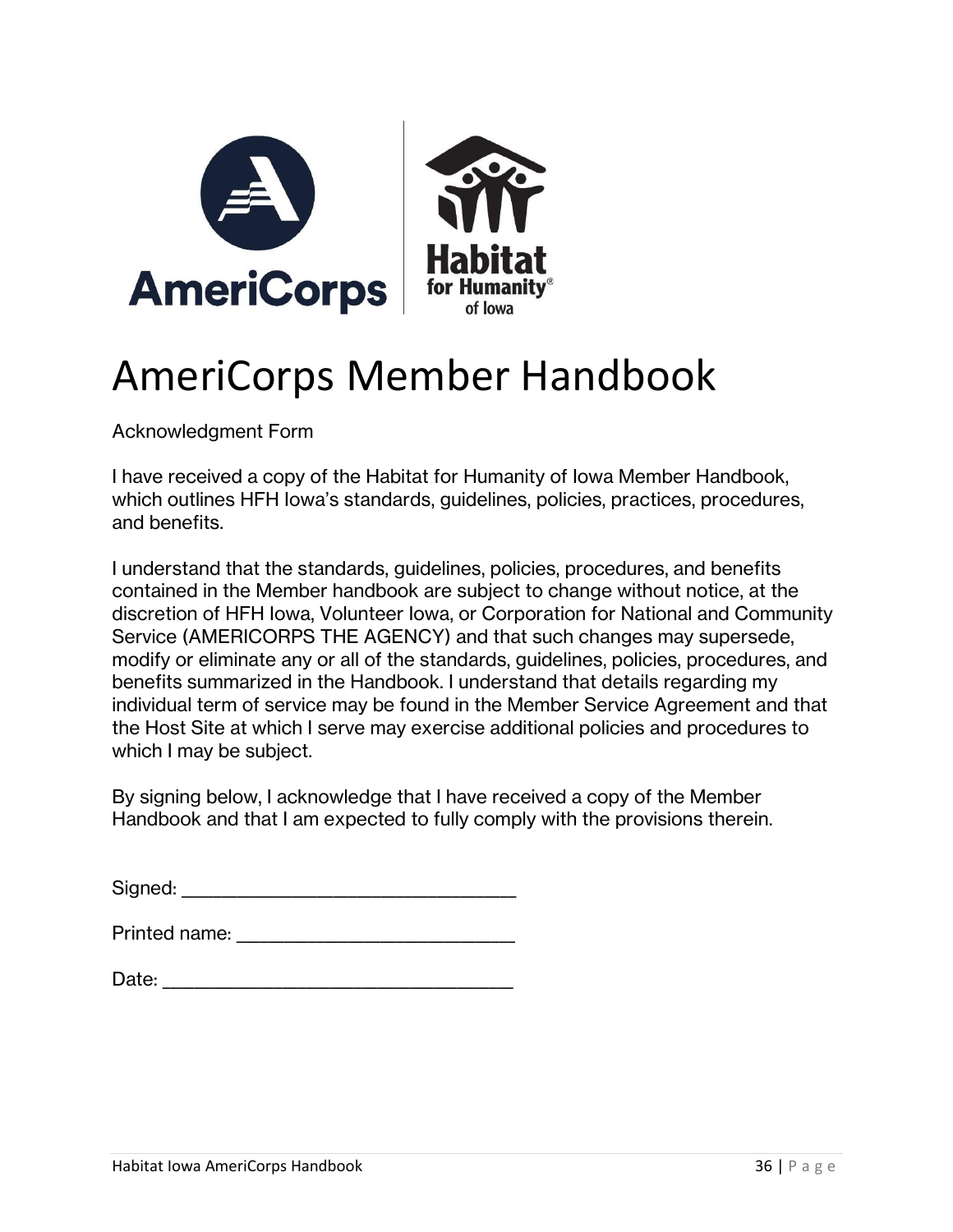# AmeriCorps Member Handbook

Acknowledgment Form

I have received a copy of the Habitat for Humanity of Iowa Member Handbook, which outlines HFH Iowa's standards, guidelines, policies, practices, procedures, and benefits.

I understand that the standards, guidelines, policies, procedures, and benefits contained in the Member handbook are subject to change without notice, at the discretion of HFH Iowa, Volunteer Iowa, or Corporation for National and Community Service (AMERICORPS THE AGENCY) and that such changes may supersede, modify or eliminate any or all of the standards, guidelines, policies, procedures, and benefits summarized in the Handbook. I understand that details regarding my individual term of service may be found in the Member Service Agreement and that the Host Site at which I serve may exercise additional policies and procedures to which I may be subject.

By signing below, I acknowledge that I have received a copy of the Member Handbook and that I am expected to fully comply with the provisions therein.

Signed: ________________________________

Printed name: ___________________________

Date: __________________________________